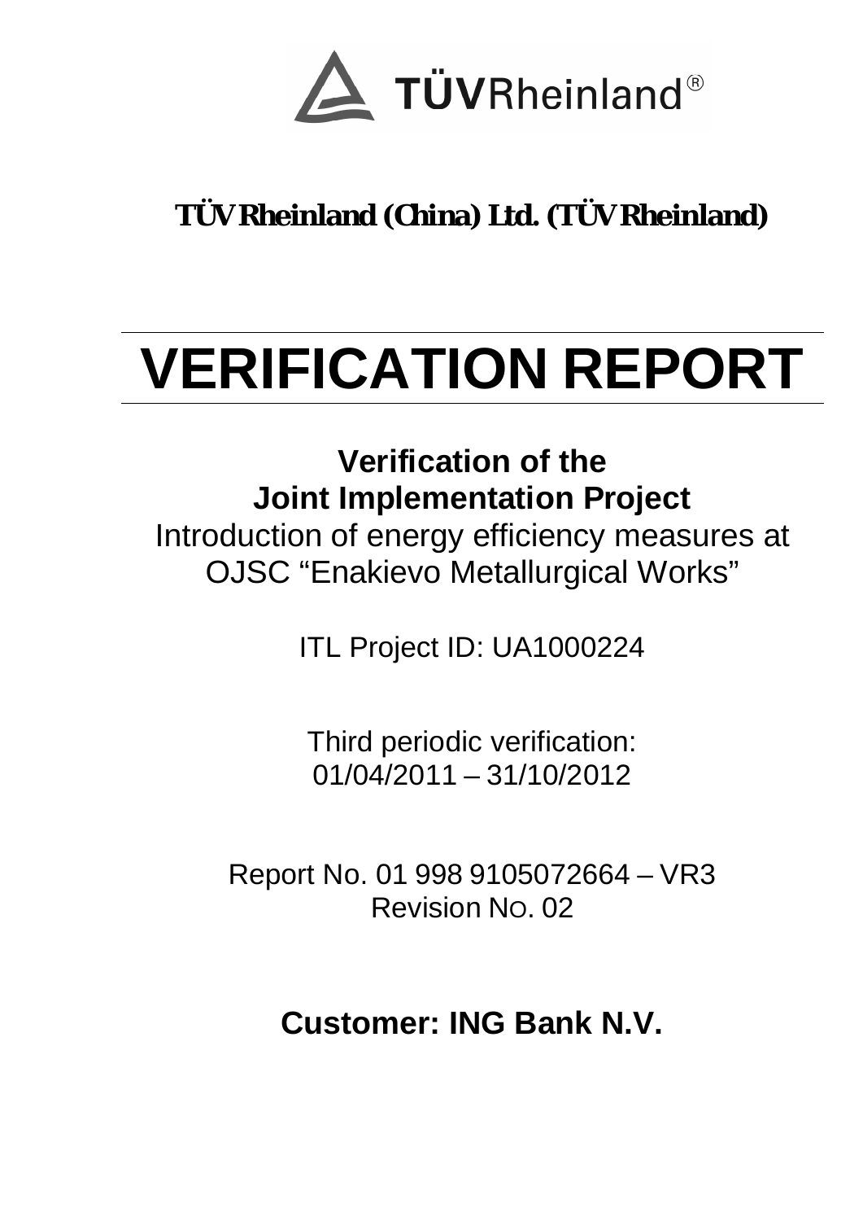TÜVRheinland®

**TÜV Rheinland (China) Ltd. (TÜV Rheinland)**

# VERIFICATION REPORT

**Verification of the**
**Joint Implementation Project**

Introduction of energy efficiency measures at OJSC "Enakievo Metallurgical Works"

ITL Project ID: UA1000224

Third periodic verification:
01/04/2011 – 31/10/2012

Report No. 01 998 9105072664 – VR3
Revision No. 02

**Customer: ING Bank N.V.**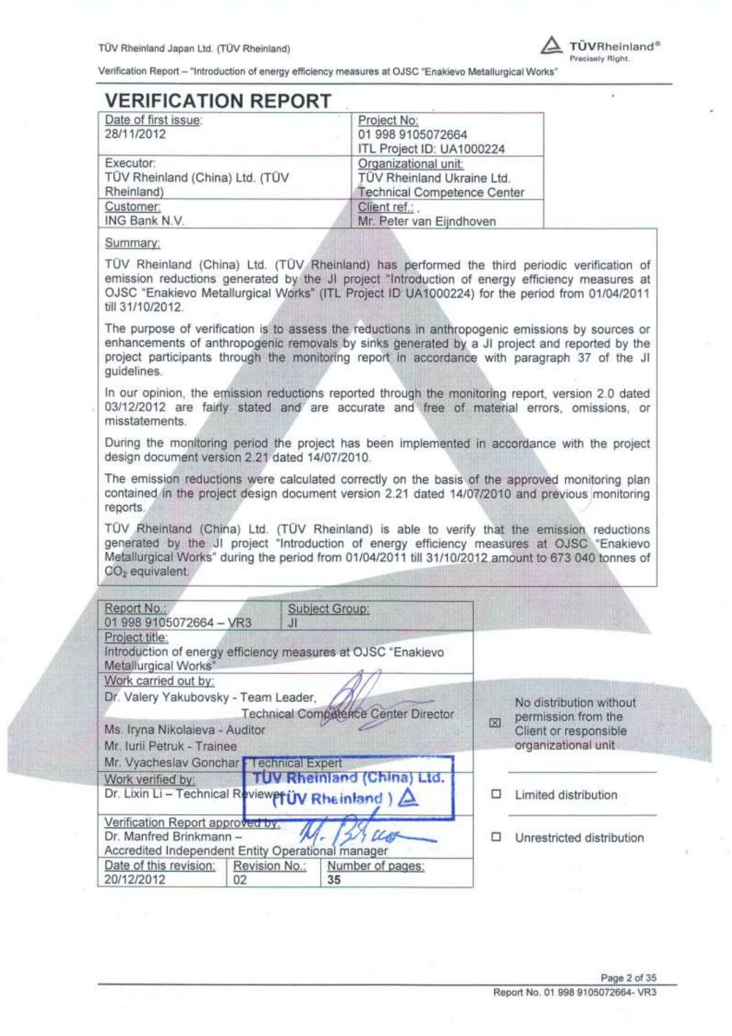# VERIFICATION REPORT

| Date of first issue: 28/11/2012 | Project No: 01 998 9105072664 ITL Project ID: UA1000224 |
| --- | --- |
| Executor: TÜV Rheinland (China) Ltd. (TÜV Rheinland) | Organizational unit: TÜV Rheinland Ukraine Ltd. Technical Competence Center |
| Customer: ING Bank N.V. | Client ref.: . Mr. Peter van Eijndhoven |

Summary:

TÜV Rheinland (China) Ltd. (TÜV Rheinland) has performed the third periodic verification of emission reductions generated by the JI project "Introduction of energy efficiency measures at OJSC "Enakievo Metallurgical Works" (ITL Project ID UA1000224) for the period from 01/04/2011 till 31/10/2012.

The purpose of verification is to assess the reductions in anthropogenic emissions by sources or enhancements of anthropogenic removals by sinks generated by a JI project and reported by the project participants through the monitoring report in accordance with paragraph 37 of the JI guidelines.

In our opinion, the emission reductions reported through the monitoring report, version 2.0 dated 03/12/2012 are fairly stated and are accurate and free of material errors, omissions, or misstatements.

During the monitoring period the project has been implemented in accordance with the project design document version 2.21 dated 14/07/2010.

The emission reductions were calculated correctly on the basis of the approved monitoring plan contained in the project design document version 2.21 dated 14/07/2010 and previous monitoring reports.

TÜV Rheinland (China) Ltd. (TÜV Rheinland) is able to verify that the emission reductions generated by the JI project "Introduction of energy efficiency measures at OJSC "Enakievo Metallurgical Works" during the period from 01/04/2011 till 31/10/2012 amount to 673 040 tonnes of $CO_2$ equivalent.

| Report No.: 01 998 9105072664 – VR3 | Subject Group: JI | |
| --- | --- | --- |
| Project title: Introduction of energy efficiency measures at OJSC "Enakievo Metallurgical Works" | | |
| Work carried out by: Dr. Valery Yakubovsky - Team Leader, Technical Competence Center Director; Ms. Iryna Nikolaieva - Auditor; Mr. Iurii Petruk - Trainee; Mr. Vyacheslav Gonchar - Technical Expert | | ☒ No distribution without permission from the Client or responsible organizational unit |
| Work verified by: Dr. Lixin Li – Technical Reviewer | | ☐ Limited distribution |
| Verification Report approved by: Dr. Manfred Brinkmann – Accredited Independent Entity Operational manager | | ☐ Unrestricted distribution |
| Date of this revision: 20/12/2012 | Revision No.: 02 | Number of pages: 35 |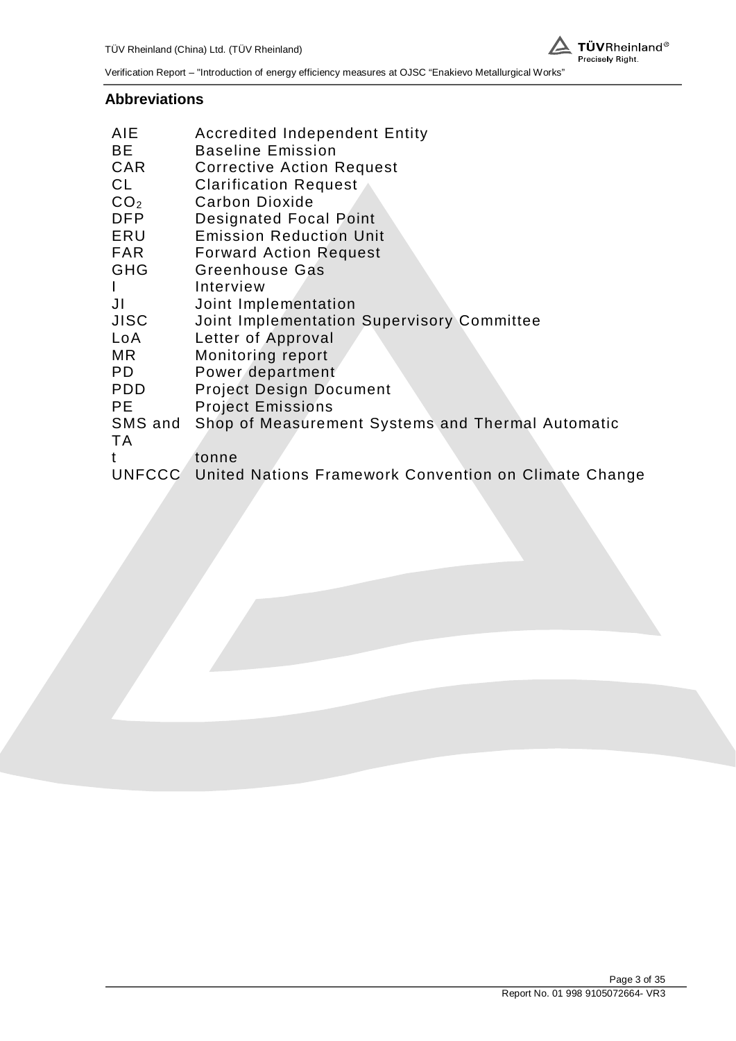## Abbreviations

| | |
|---|---|
| AIE | Accredited Independent Entity |
| BE | Baseline Emission |
| CAR | Corrective Action Request |
| CL | Clarification Request |
| $CO_2$ | Carbon Dioxide |
| DFP | Designated Focal Point |
| ERU | Emission Reduction Unit |
| FAR | Forward Action Request |
| GHG | Greenhouse Gas |
| I | Interview |
| JI | Joint Implementation |
| JISC | Joint Implementation Supervisory Committee |
| LoA | Letter of Approval |
| MR | Monitoring report |
| PD | Power department |
| PDD | Project Design Document |
| PE | Project Emissions |
| SMS and TA | Shop of Measurement Systems and Thermal Automatic |
| t | tonne |
| UNFCCC | United Nations Framework Convention on Climate Change |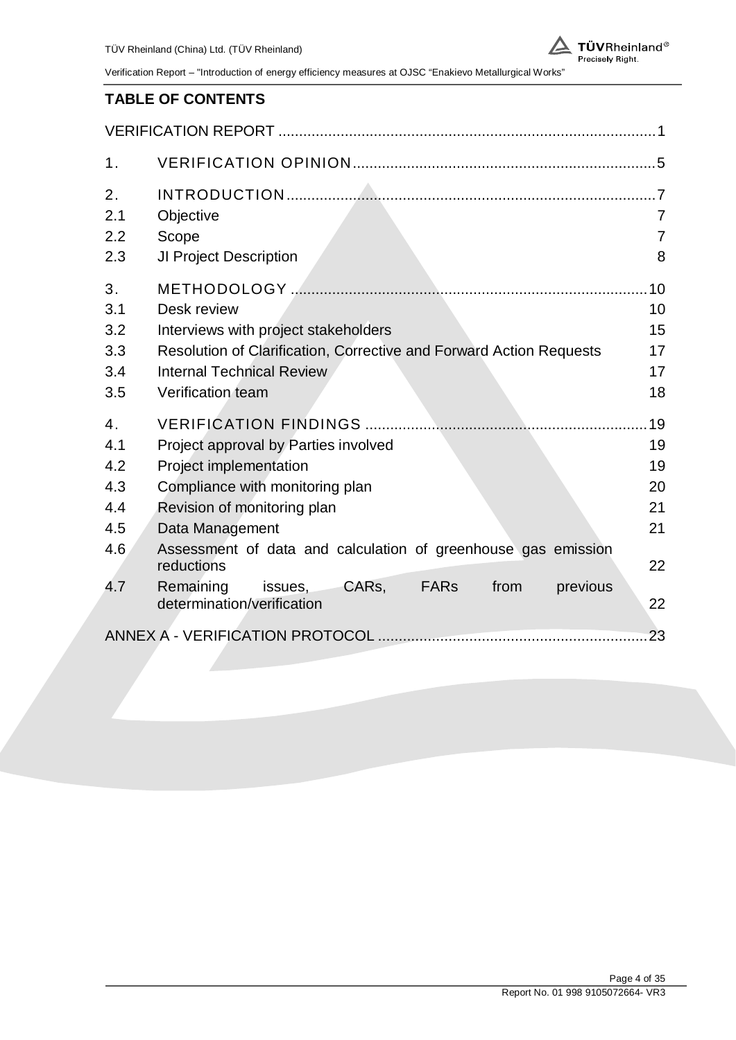## TABLE OF CONTENTS

| | | |
|---|---|---|
| VERIFICATION REPORT | | 1 |
| 1. | VERIFICATION OPINION | 5 |
| 2. | INTRODUCTION | 7 |
| 2.1 | Objective | 7 |
| 2.2 | Scope | 7 |
| 2.3 | JI Project Description | 8 |
| 3. | METHODOLOGY | 10 |
| 3.1 | Desk review | 10 |
| 3.2 | Interviews with project stakeholders | 15 |
| 3.3 | Resolution of Clarification, Corrective and Forward Action Requests | 17 |
| 3.4 | Internal Technical Review | 17 |
| 3.5 | Verification team | 18 |
| 4. | VERIFICATION FINDINGS | 19 |
| 4.1 | Project approval by Parties involved | 19 |
| 4.2 | Project implementation | 19 |
| 4.3 | Compliance with monitoring plan | 20 |
| 4.4 | Revision of monitoring plan | 21 |
| 4.5 | Data Management | 21 |
| 4.6 | Assessment of data and calculation of greenhouse gas emission reductions | 22 |
| 4.7 | Remaining issues, CARs, FARs from previous determination/verification | 22 |
| ANNEX A - VERIFICATION PROTOCOL | | 23 |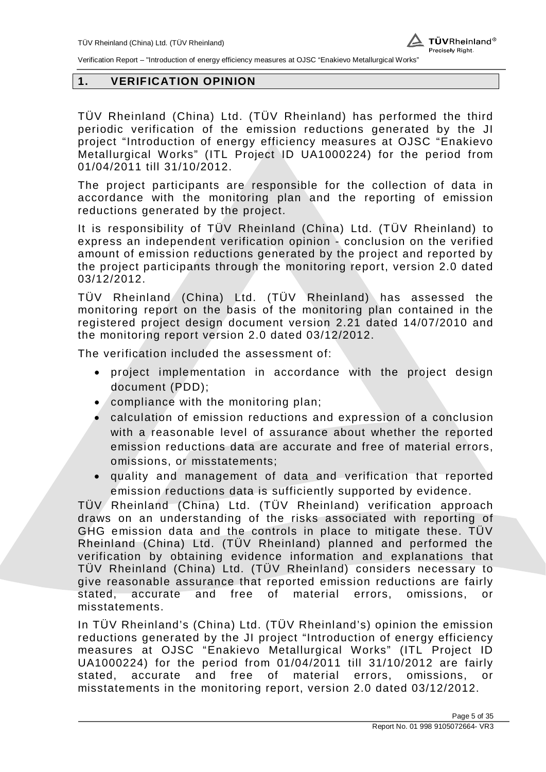## 1. VERIFICATION OPINION

TÜV Rheinland (China) Ltd. (TÜV Rheinland) has performed the third periodic verification of the emission reductions generated by the JI project “Introduction of energy efficiency measures at OJSC “Enakievo Metallurgical Works” (ITL Project ID UA1000224) for the period from 01/04/2011 till 31/10/2012.

The project participants are responsible for the collection of data in accordance with the monitoring plan and the reporting of emission reductions generated by the project.

It is responsibility of TÜV Rheinland (China) Ltd. (TÜV Rheinland) to express an independent verification opinion - conclusion on the verified amount of emission reductions generated by the project and reported by the project participants through the monitoring report, version 2.0 dated 03/12/2012.

TÜV Rheinland (China) Ltd. (TÜV Rheinland) has assessed the monitoring report on the basis of the monitoring plan contained in the registered project design document version 2.21 dated 14/07/2010 and the monitoring report version 2.0 dated 03/12/2012.

The verification included the assessment of:

- project implementation in accordance with the project design document (PDD);
- compliance with the monitoring plan;
- calculation of emission reductions and expression of a conclusion with a reasonable level of assurance about whether the reported emission reductions data are accurate and free of material errors, omissions, or misstatements;
- quality and management of data and verification that reported emission reductions data is sufficiently supported by evidence.

TÜV Rheinland (China) Ltd. (TÜV Rheinland) verification approach draws on an understanding of the risks associated with reporting of GHG emission data and the controls in place to mitigate these. TÜV Rheinland (China) Ltd. (TÜV Rheinland) planned and performed the verification by obtaining evidence information and explanations that TÜV Rheinland (China) Ltd. (TÜV Rheinland) considers necessary to give reasonable assurance that reported emission reductions are fairly stated, accurate and free of material errors, omissions, or misstatements.

In TÜV Rheinland’s (China) Ltd. (TÜV Rheinland’s) opinion the emission reductions generated by the JI project “Introduction of energy efficiency measures at OJSC “Enakievo Metallurgical Works” (ITL Project ID UA1000224) for the period from 01/04/2011 till 31/10/2012 are fairly stated, accurate and free of material errors, omissions, or misstatements in the monitoring report, version 2.0 dated 03/12/2012.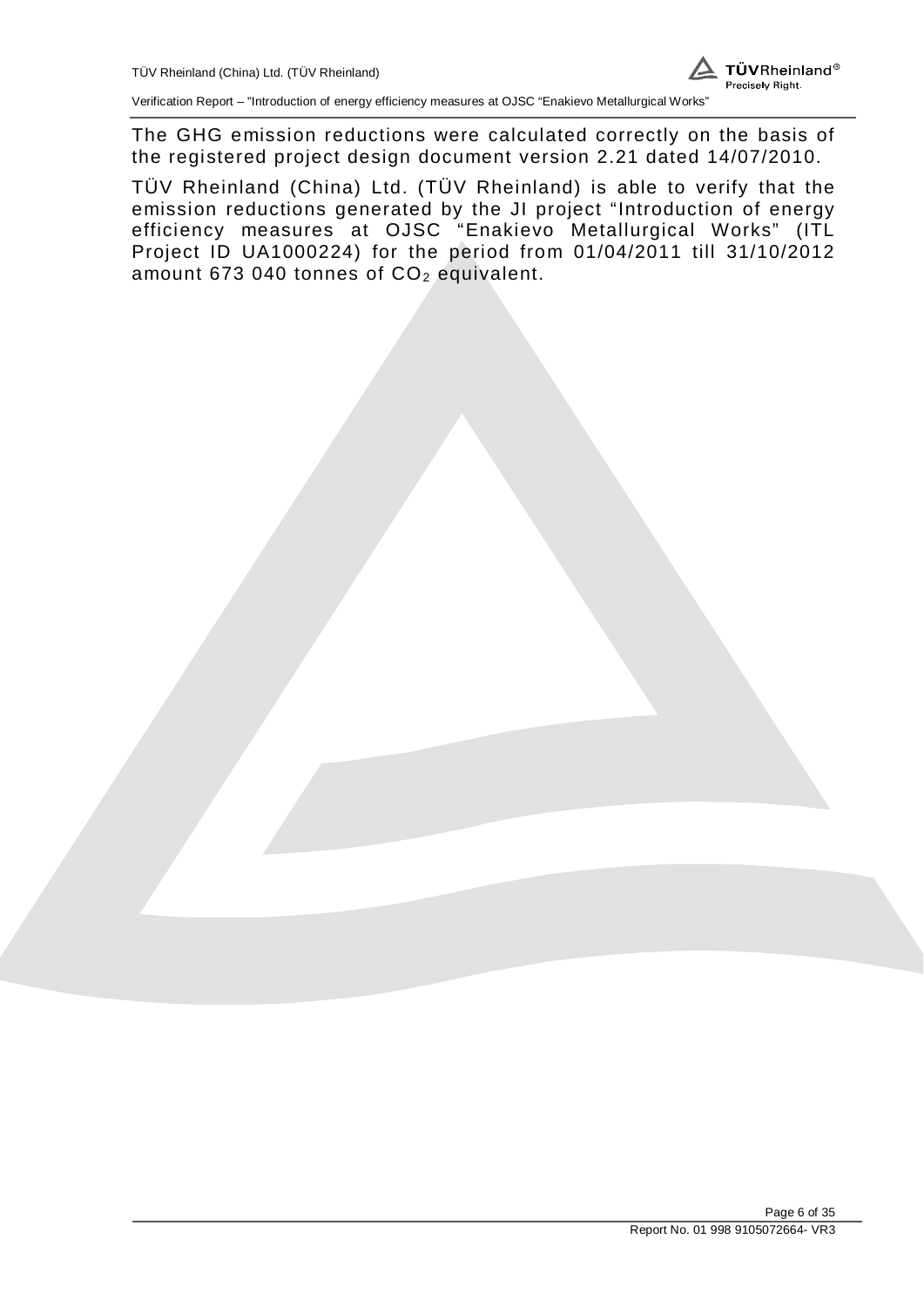The GHG emission reductions were calculated correctly on the basis of the registered project design document version 2.21 dated 14/07/2010.

TÜV Rheinland (China) Ltd. (TÜV Rheinland) is able to verify that the emission reductions generated by the JI project “Introduction of energy efficiency measures at OJSC “Enakievo Metallurgical Works” (ITL Project ID UA1000224) for the period from 01/04/2011 till 31/10/2012 amount 673 040 tonnes of $CO_2$ equivalent.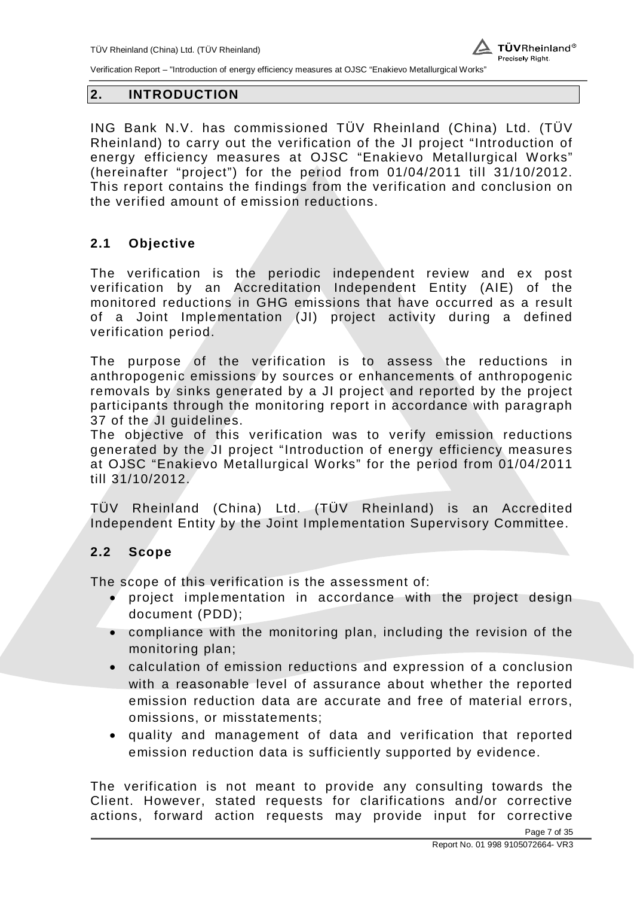## 2. INTRODUCTION

ING Bank N.V. has commissioned TÜV Rheinland (China) Ltd. (TÜV Rheinland) to carry out the verification of the JI project "Introduction of energy efficiency measures at OJSC "Enakievo Metallurgical Works" (hereinafter "project") for the period from 01/04/2011 till 31/10/2012. This report contains the findings from the verification and conclusion on the verified amount of emission reductions.

### 2.1 Objective

The verification is the periodic independent review and ex post verification by an Accreditation Independent Entity (AIE) of the monitored reductions in GHG emissions that have occurred as a result of a Joint Implementation (JI) project activity during a defined verification period.

The purpose of the verification is to assess the reductions in anthropogenic emissions by sources or enhancements of anthropogenic removals by sinks generated by a JI project and reported by the project participants through the monitoring report in accordance with paragraph 37 of the JI guidelines.

The objective of this verification was to verify emission reductions generated by the JI project "Introduction of energy efficiency measures at OJSC "Enakievo Metallurgical Works" for the period from 01/04/2011 till 31/10/2012.

TÜV Rheinland (China) Ltd. (TÜV Rheinland) is an Accredited Independent Entity by the Joint Implementation Supervisory Committee.

### 2.2 Scope

The scope of this verification is the assessment of:

- project implementation in accordance with the project design document (PDD);
- compliance with the monitoring plan, including the revision of the monitoring plan;
- calculation of emission reductions and expression of a conclusion with a reasonable level of assurance about whether the reported emission reduction data are accurate and free of material errors, omissions, or misstatements;
- quality and management of data and verification that reported emission reduction data is sufficiently supported by evidence.

The verification is not meant to provide any consulting towards the Client. However, stated requests for clarifications and/or corrective actions, forward action requests may provide input for corrective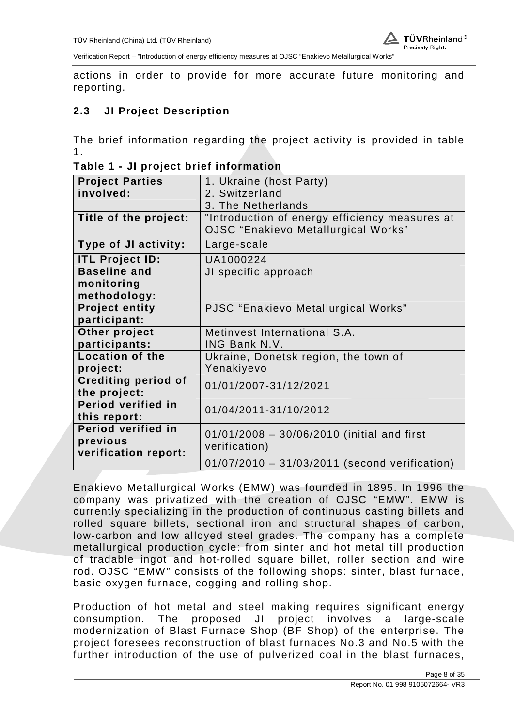actions in order to provide for more accurate future monitoring and reporting.

### 2.3 JI Project Description

The brief information regarding the project activity is provided in table 1.

**Table 1 - JI project brief information**

| | |
|---|---|
| **Project Parties involved:** | 1. Ukraine (host Party)<br>2. Switzerland<br>3. The Netherlands |
| **Title of the project:** | "Introduction of energy efficiency measures at OJSC "Enakievo Metallurgical Works" |
| **Type of JI activity:** | Large-scale |
| **ITL Project ID:** | UA1000224 |
| **Baseline and monitoring methodology:** | JI specific approach |
| **Project entity participant:** | PJSC "Enakievo Metallurgical Works" |
| **Other project participants:** | Metinvest International S.A.<br>ING Bank N.V. |
| **Location of the project:** | Ukraine, Donetsk region, the town of Yenakiyevo |
| **Crediting period of the project:** | 01/01/2007-31/12/2021 |
| **Period verified in this report:** | 01/04/2011-31/10/2012 |
| **Period verified in previous verification report:** | 01/01/2008 – 30/06/2010 (initial and first verification)<br>01/07/2010 – 31/03/2011 (second verification) |

Enakievo Metallurgical Works (EMW) was founded in 1895. In 1996 the company was privatized with the creation of OJSC "EMW". EMW is currently specializing in the production of continuous casting billets and rolled square billets, sectional iron and structural shapes of carbon, low-carbon and low alloyed steel grades. The company has a complete metallurgical production cycle: from sinter and hot metal till production of tradable ingot and hot-rolled square billet, roller section and wire rod. OJSC "EMW" consists of the following shops: sinter, blast furnace, basic oxygen furnace, cogging and rolling shop.

Production of hot metal and steel making requires significant energy consumption. The proposed JI project involves a large-scale modernization of Blast Furnace Shop (BF Shop) of the enterprise. The project foresees reconstruction of blast furnaces No.3 and No.5 with the further introduction of the use of pulverized coal in the blast furnaces,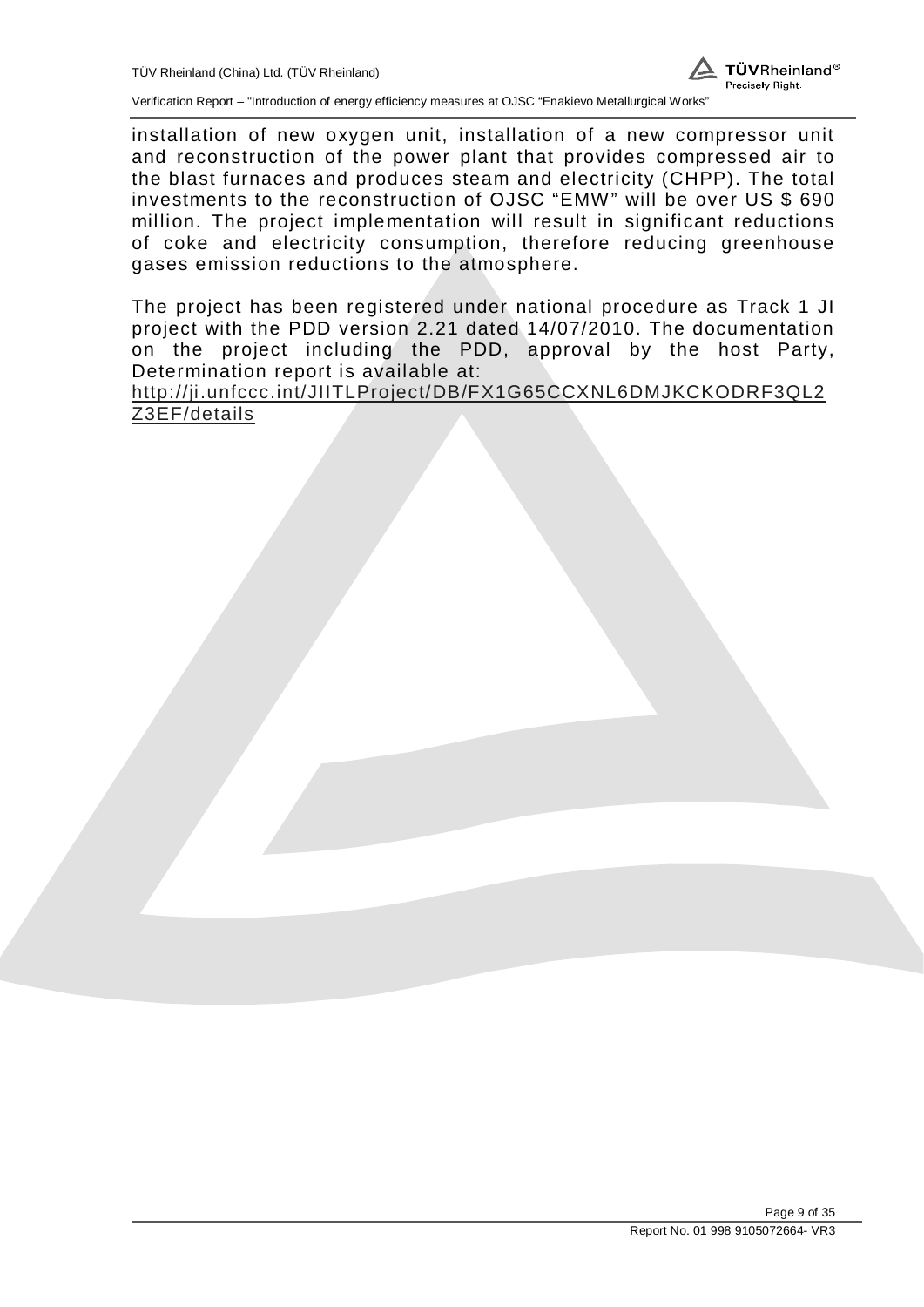installation of new oxygen unit, installation of a new compressor unit and reconstruction of the power plant that provides compressed air to the blast furnaces and produces steam and electricity (CHPP). The total investments to the reconstruction of OJSC "EMW" will be over US $ 690 million. The project implementation will result in significant reductions of coke and electricity consumption, therefore reducing greenhouse gases emission reductions to the atmosphere.

The project has been registered under national procedure as Track 1 JI project with the PDD version 2.21 dated 14/07/2010. The documentation on the project including the PDD, approval by the host Party, Determination report is available at:
http://ji.unfccc.int/JIITLProject/DB/FX1G65CCXNL6DMJKCKODRF3QL2Z3EF/details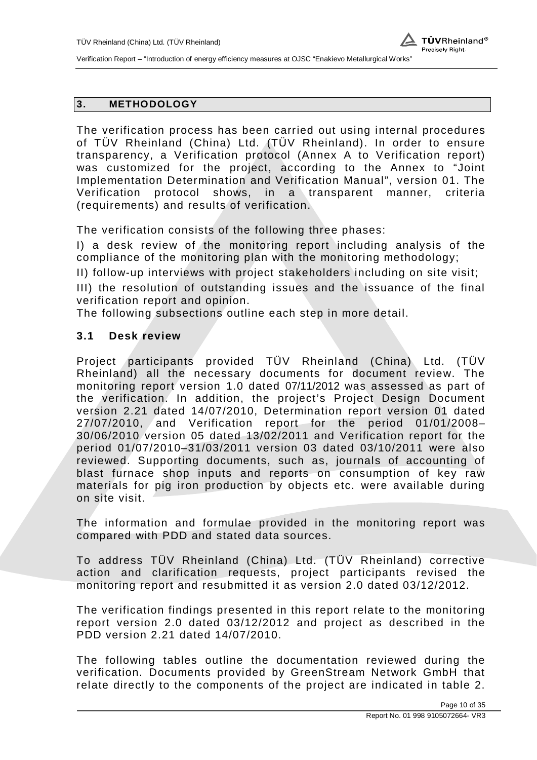## 3. METHODOLOGY

The verification process has been carried out using internal procedures of TÜV Rheinland (China) Ltd. (TÜV Rheinland). In order to ensure transparency, a Verification protocol (Annex A to Verification report) was customized for the project, according to the Annex to "Joint Implementation Determination and Verification Manual", version 01. The Verification protocol shows, in a transparent manner, criteria (requirements) and results of verification.

The verification consists of the following three phases:

I) a desk review of the monitoring report including analysis of the compliance of the monitoring plan with the monitoring methodology;

II) follow-up interviews with project stakeholders including on site visit;

III) the resolution of outstanding issues and the issuance of the final verification report and opinion.

The following subsections outline each step in more detail.

### 3.1 Desk review

Project participants provided TÜV Rheinland (China) Ltd. (TÜV Rheinland) all the necessary documents for document review. The monitoring report version 1.0 dated 07/11/2012 was assessed as part of the verification. In addition, the project's Project Design Document version 2.21 dated 14/07/2010, Determination report version 01 dated 27/07/2010, and Verification report for the period 01/01/2008–30/06/2010 version 05 dated 13/02/2011 and Verification report for the period 01/07/2010–31/03/2011 version 03 dated 03/10/2011 were also reviewed. Supporting documents, such as, journals of accounting of blast furnace shop inputs and reports on consumption of key raw materials for pig iron production by objects etc. were available during on site visit.

The information and formulae provided in the monitoring report was compared with PDD and stated data sources.

To address TÜV Rheinland (China) Ltd. (TÜV Rheinland) corrective action and clarification requests, project participants revised the monitoring report and resubmitted it as version 2.0 dated 03/12/2012.

The verification findings presented in this report relate to the monitoring report version 2.0 dated 03/12/2012 and project as described in the PDD version 2.21 dated 14/07/2010.

The following tables outline the documentation reviewed during the verification. Documents provided by GreenStream Network GmbH that relate directly to the components of the project are indicated in table 2.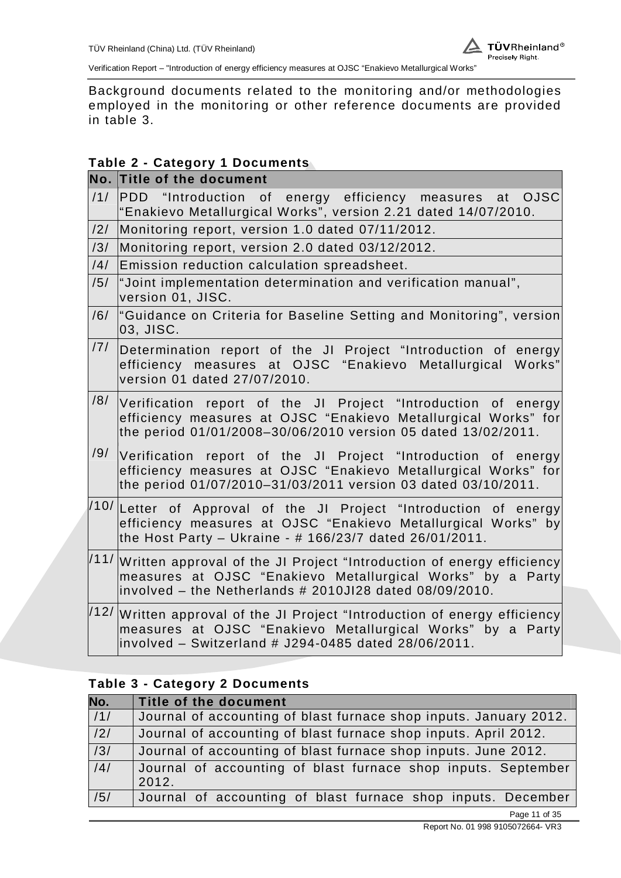Background documents related to the monitoring and/or methodologies employed in the monitoring or other reference documents are provided in table 3.

**Table 2 - Category 1 Documents**

| No. | Title of the document |
|---|---|
| /1/ | PDD "Introduction of energy efficiency measures at OJSC "Enakievo Metallurgical Works", version 2.21 dated 14/07/2010. |
| /2/ | Monitoring report, version 1.0 dated 07/11/2012. |
| /3/ | Monitoring report, version 2.0 dated 03/12/2012. |
| /4/ | Emission reduction calculation spreadsheet. |
| /5/ | "Joint implementation determination and verification manual", version 01, JISC. |
| /6/ | "Guidance on Criteria for Baseline Setting and Monitoring", version 03, JISC. |
| /7/ | Determination report of the JI Project "Introduction of energy efficiency measures at OJSC "Enakievo Metallurgical Works" version 01 dated 27/07/2010. |
| /8/ | Verification report of the JI Project "Introduction of energy efficiency measures at OJSC "Enakievo Metallurgical Works" for the period 01/01/2008–30/06/2010 version 05 dated 13/02/2011. |
| /9/ | Verification report of the JI Project "Introduction of energy efficiency measures at OJSC "Enakievo Metallurgical Works" for the period 01/07/2010–31/03/2011 version 03 dated 03/10/2011. |
| /10/ | Letter of Approval of the JI Project "Introduction of energy efficiency measures at OJSC "Enakievo Metallurgical Works" by the Host Party – Ukraine - # 166/23/7 dated 26/01/2011. |
| /11/ | Written approval of the JI Project "Introduction of energy efficiency measures at OJSC "Enakievo Metallurgical Works" by a Party involved – the Netherlands # 2010JI28 dated 08/09/2010. |
| /12/ | Written approval of the JI Project "Introduction of energy efficiency measures at OJSC "Enakievo Metallurgical Works" by a Party involved – Switzerland # J294-0485 dated 28/06/2011. |

**Table 3 - Category 2 Documents**

| No. | Title of the document |
|---|---|
| /1/ | Journal of accounting of blast furnace shop inputs. January 2012. |
| /2/ | Journal of accounting of blast furnace shop inputs. April 2012. |
| /3/ | Journal of accounting of blast furnace shop inputs. June 2012. |
| /4/ | Journal of accounting of blast furnace shop inputs. September 2012. |
| /5/ | Journal of accounting of blast furnace shop inputs. December |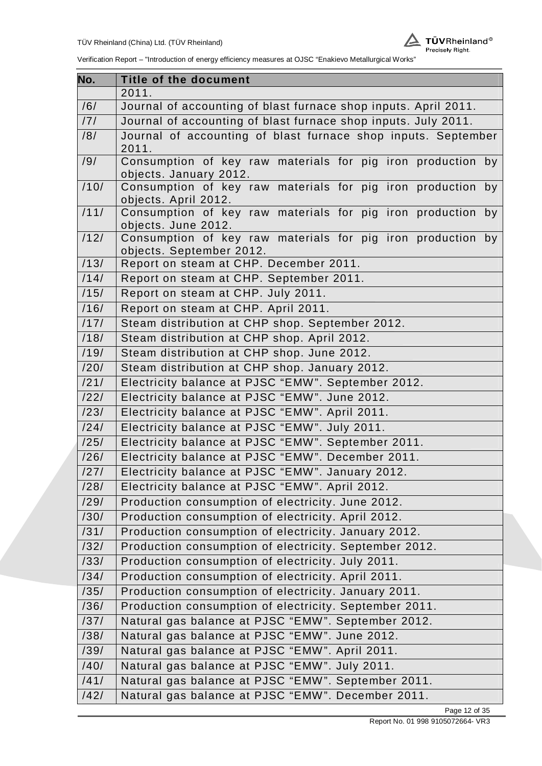| No. | Title of the document |
|---|---|
| | 2011. |
| /6/ | Journal of accounting of blast furnace shop inputs. April 2011. |
| /7/ | Journal of accounting of blast furnace shop inputs. July 2011. |
| /8/ | Journal of accounting of blast furnace shop inputs. September 2011. |
| /9/ | Consumption of key raw materials for pig iron production by objects. January 2012. |
| /10/ | Consumption of key raw materials for pig iron production by objects. April 2012. |
| /11/ | Consumption of key raw materials for pig iron production by objects. June 2012. |
| /12/ | Consumption of key raw materials for pig iron production by objects. September 2012. |
| /13/ | Report on steam at CHP. December 2011. |
| /14/ | Report on steam at CHP. September 2011. |
| /15/ | Report on steam at CHP. July 2011. |
| /16/ | Report on steam at CHP. April 2011. |
| /17/ | Steam distribution at CHP shop. September 2012. |
| /18/ | Steam distribution at CHP shop. April 2012. |
| /19/ | Steam distribution at CHP shop. June 2012. |
| /20/ | Steam distribution at CHP shop. January 2012. |
| /21/ | Electricity balance at PJSC “EMW”. September 2012. |
| /22/ | Electricity balance at PJSC “EMW”. June 2012. |
| /23/ | Electricity balance at PJSC “EMW”. April 2011. |
| /24/ | Electricity balance at PJSC “EMW”. July 2011. |
| /25/ | Electricity balance at PJSC “EMW”. September 2011. |
| /26/ | Electricity balance at PJSC “EMW”. December 2011. |
| /27/ | Electricity balance at PJSC “EMW”. January 2012. |
| /28/ | Electricity balance at PJSC “EMW”. April 2012. |
| /29/ | Production consumption of electricity. June 2012. |
| /30/ | Production consumption of electricity. April 2012. |
| /31/ | Production consumption of electricity. January 2012. |
| /32/ | Production consumption of electricity. September 2012. |
| /33/ | Production consumption of electricity. July 2011. |
| /34/ | Production consumption of electricity. April 2011. |
| /35/ | Production consumption of electricity. January 2011. |
| /36/ | Production consumption of electricity. September 2011. |
| /37/ | Natural gas balance at PJSC “EMW”. September 2012. |
| /38/ | Natural gas balance at PJSC “EMW”. June 2012. |
| /39/ | Natural gas balance at PJSC “EMW”. April 2011. |
| /40/ | Natural gas balance at PJSC “EMW”. July 2011. |
| /41/ | Natural gas balance at PJSC “EMW”. September 2011. |
| /42/ | Natural gas balance at PJSC “EMW”. December 2011. |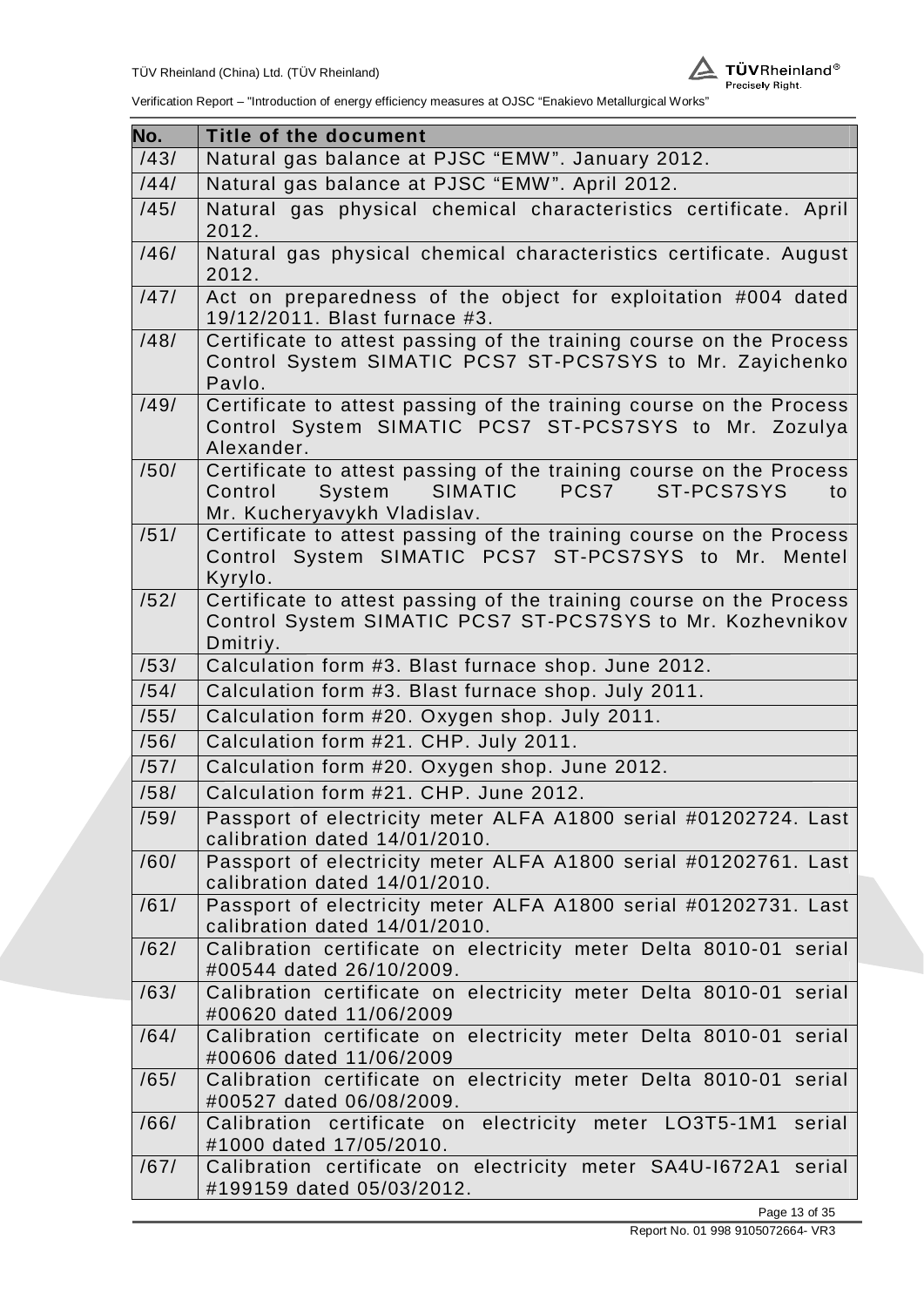| No. | Title of the document |
|---|---|
| /43/ | Natural gas balance at PJSC "EMW". January 2012. |
| /44/ | Natural gas balance at PJSC "EMW". April 2012. |
| /45/ | Natural gas physical chemical characteristics certificate. April 2012. |
| /46/ | Natural gas physical chemical characteristics certificate. August 2012. |
| /47/ | Act on preparedness of the object for exploitation #004 dated 19/12/2011. Blast furnace #3. |
| /48/ | Certificate to attest passing of the training course on the Process Control System SIMATIC PCS7 ST-PCS7SYS to Mr. Zayichenko Pavlo. |
| /49/ | Certificate to attest passing of the training course on the Process Control System SIMATIC PCS7 ST-PCS7SYS to Mr. Zozulya Alexander. |
| /50/ | Certificate to attest passing of the training course on the Process Control System SIMATIC PCS7 ST-PCS7SYS to Mr. Kucheryavykh Vladislav. |
| /51/ | Certificate to attest passing of the training course on the Process Control System SIMATIC PCS7 ST-PCS7SYS to Mr. Mentel Kyrylo. |
| /52/ | Certificate to attest passing of the training course on the Process Control System SIMATIC PCS7 ST-PCS7SYS to Mr. Kozhevnikov Dmitriy. |
| /53/ | Calculation form #3. Blast furnace shop. June 2012. |
| /54/ | Calculation form #3. Blast furnace shop. July 2011. |
| /55/ | Calculation form #20. Oxygen shop. July 2011. |
| /56/ | Calculation form #21. CHP. July 2011. |
| /57/ | Calculation form #20. Oxygen shop. June 2012. |
| /58/ | Calculation form #21. CHP. June 2012. |
| /59/ | Passport of electricity meter ALFA A1800 serial #01202724. Last calibration dated 14/01/2010. |
| /60/ | Passport of electricity meter ALFA A1800 serial #01202761. Last calibration dated 14/01/2010. |
| /61/ | Passport of electricity meter ALFA A1800 serial #01202731. Last calibration dated 14/01/2010. |
| /62/ | Calibration certificate on electricity meter Delta 8010-01 serial #00544 dated 26/10/2009. |
| /63/ | Calibration certificate on electricity meter Delta 8010-01 serial #00620 dated 11/06/2009 |
| /64/ | Calibration certificate on electricity meter Delta 8010-01 serial #00606 dated 11/06/2009 |
| /65/ | Calibration certificate on electricity meter Delta 8010-01 serial #00527 dated 06/08/2009. |
| /66/ | Calibration certificate on electricity meter LO3T5-1M1 serial #1000 dated 17/05/2010. |
| /67/ | Calibration certificate on electricity meter SA4U-I672A1 serial #199159 dated 05/03/2012. |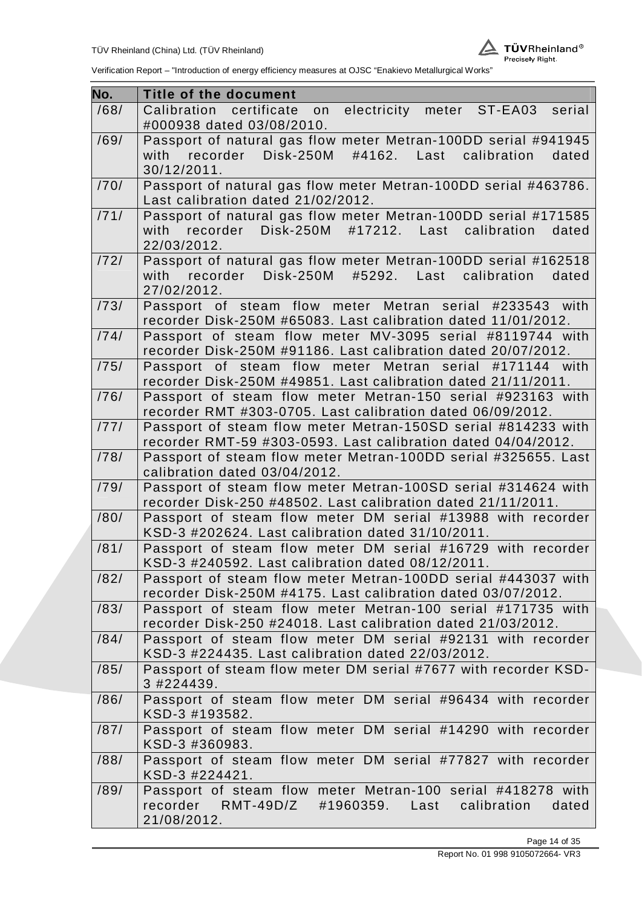| No. | Title of the document |
| --- | --- |
| /68/ | Calibration certificate on electricity meter ST-EA03 serial #000938 dated 03/08/2010. |
| /69/ | Passport of natural gas flow meter Metran-100DD serial #941945 with recorder Disk-250M #4162. Last calibration dated 30/12/2011. |
| /70/ | Passport of natural gas flow meter Metran-100DD serial #463786. Last calibration dated 21/02/2012. |
| /71/ | Passport of natural gas flow meter Metran-100DD serial #171585 with recorder Disk-250M #17212. Last calibration dated 22/03/2012. |
| /72/ | Passport of natural gas flow meter Metran-100DD serial #162518 with recorder Disk-250M #5292. Last calibration dated 27/02/2012. |
| /73/ | Passport of steam flow meter Metran serial #233543 with recorder Disk-250M #65083. Last calibration dated 11/01/2012. |
| /74/ | Passport of steam flow meter MV-3095 serial #8119744 with recorder Disk-250M #91186. Last calibration dated 20/07/2012. |
| /75/ | Passport of steam flow meter Metran serial #171144 with recorder Disk-250M #49851. Last calibration dated 21/11/2011. |
| /76/ | Passport of steam flow meter Metran-150 serial #923163 with recorder RMT #303-0705. Last calibration dated 06/09/2012. |
| /77/ | Passport of steam flow meter Metran-150SD serial #814233 with recorder RMT-59 #303-0593. Last calibration dated 04/04/2012. |
| /78/ | Passport of steam flow meter Metran-100DD serial #325655. Last calibration dated 03/04/2012. |
| /79/ | Passport of steam flow meter Metran-100SD serial #314624 with recorder Disk-250 #48502. Last calibration dated 21/11/2011. |
| /80/ | Passport of steam flow meter DM serial #13988 with recorder KSD-3 #202624. Last calibration dated 31/10/2011. |
| /81/ | Passport of steam flow meter DM serial #16729 with recorder KSD-3 #240592. Last calibration dated 08/12/2011. |
| /82/ | Passport of steam flow meter Metran-100DD serial #443037 with recorder Disk-250M #4175. Last calibration dated 03/07/2012. |
| /83/ | Passport of steam flow meter Metran-100 serial #171735 with recorder Disk-250 #24018. Last calibration dated 21/03/2012. |
| /84/ | Passport of steam flow meter DM serial #92131 with recorder KSD-3 #224435. Last calibration dated 22/03/2012. |
| /85/ | Passport of steam flow meter DM serial #7677 with recorder KSD-3 #224439. |
| /86/ | Passport of steam flow meter DM serial #96434 with recorder KSD-3 #193582. |
| /87/ | Passport of steam flow meter DM serial #14290 with recorder KSD-3 #360983. |
| /88/ | Passport of steam flow meter DM serial #77827 with recorder KSD-3 #224421. |
| /89/ | Passport of steam flow meter Metran-100 serial #418278 with recorder RMT-49D/Z #1960359. Last calibration dated 21/08/2012. |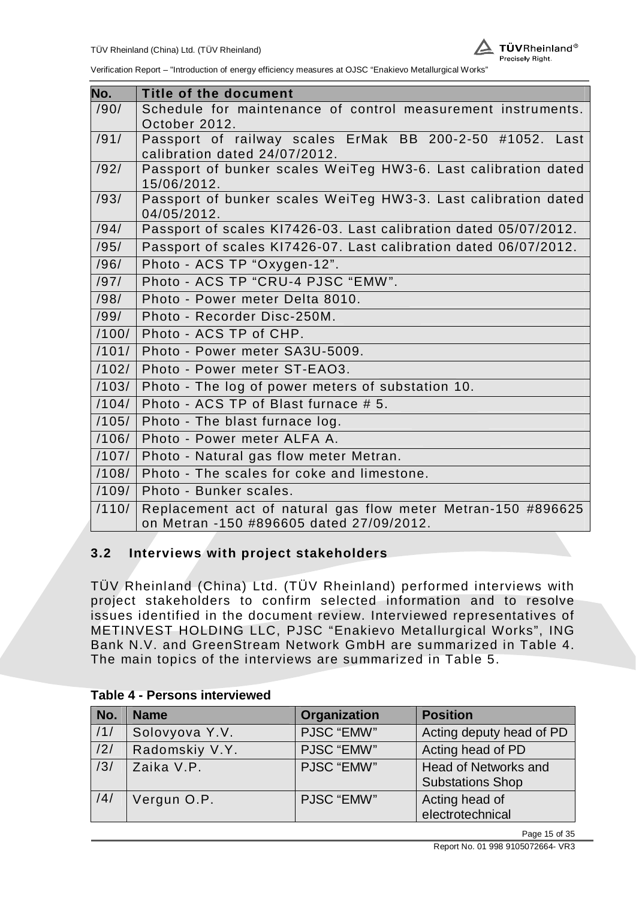| No. | Title of the document |
|---|---|
| /90/ | Schedule for maintenance of control measurement instruments. October 2012. |
| /91/ | Passport of railway scales ErMak BB 200-2-50 #1052. Last calibration dated 24/07/2012. |
| /92/ | Passport of bunker scales WeiTeg HW3-6. Last calibration dated 15/06/2012. |
| /93/ | Passport of bunker scales WeiTeg HW3-3. Last calibration dated 04/05/2012. |
| /94/ | Passport of scales KI7426-03. Last calibration dated 05/07/2012. |
| /95/ | Passport of scales KI7426-07. Last calibration dated 06/07/2012. |
| /96/ | Photo - ACS TP “Oxygen-12”. |
| /97/ | Photo - ACS TP “CRU-4 PJSC “EMW”. |
| /98/ | Photo - Power meter Delta 8010. |
| /99/ | Photo - Recorder Disc-250M. |
| /100/ | Photo - ACS TP of CHP. |
| /101/ | Photo - Power meter SA3U-5009. |
| /102/ | Photo - Power meter ST-EAO3. |
| /103/ | Photo - The log of power meters of substation 10. |
| /104/ | Photo - ACS TP of Blast furnace # 5. |
| /105/ | Photo - The blast furnace log. |
| /106/ | Photo - Power meter ALFA A. |
| /107/ | Photo - Natural gas flow meter Metran. |
| /108/ | Photo - The scales for coke and limestone. |
| /109/ | Photo - Bunker scales. |
| /110/ | Replacement act of natural gas flow meter Metran-150 #896625 on Metran -150 #896605 dated 27/09/2012. |

### 3.2 Interviews with project stakeholders

TÜV Rheinland (China) Ltd. (TÜV Rheinland) performed interviews with project stakeholders to confirm selected information and to resolve issues identified in the document review. Interviewed representatives of METINVEST HOLDING LLC, PJSC “Enakievo Metallurgical Works”, ING Bank N.V. and GreenStream Network GmbH are summarized in Table 4. The main topics of the interviews are summarized in Table 5.

**Table 4 - Persons interviewed**

| No. | Name | Organization | Position |
|---|---|---|---|
| /1/ | Solovyova Y.V. | PJSC “EMW” | Acting deputy head of PD |
| /2/ | Radomskiy V.Y. | PJSC “EMW” | Acting head of PD |
| /3/ | Zaika V.P. | PJSC “EMW” | Head of Networks and Substations Shop |
| /4/ | Vergun O.P. | PJSC “EMW” | Acting head of electrotechnical |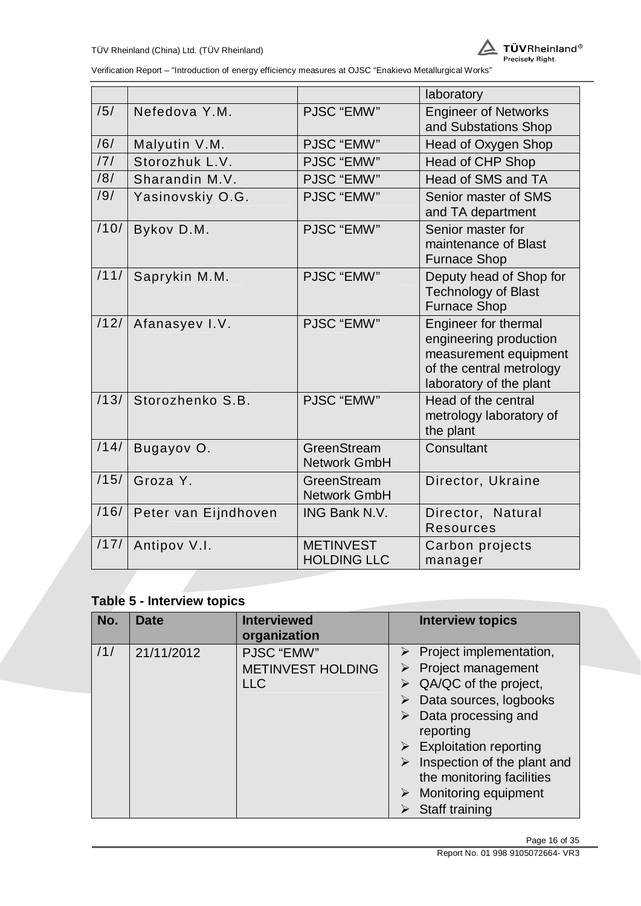| | | | laboratory |
|---|---|---|---|
| /5/ | Nefedova Y.M. | PJSC "EMW" | Engineer of Networks and Substations Shop |
| /6/ | Malyutin V.M. | PJSC "EMW" | Head of Oxygen Shop |
| /7/ | Storozhuk L.V. | PJSC "EMW" | Head of CHP Shop |
| /8/ | Sharandin M.V. | PJSC "EMW" | Head of SMS and TA |
| /9/ | Yasinovskiy O.G. | PJSC "EMW" | Senior master of SMS and TA department |
| /10/ | Bykov D.M. | PJSC "EMW" | Senior master for maintenance of Blast Furnace Shop |
| /11/ | Saprykin M.M. | PJSC "EMW" | Deputy head of Shop for Technology of Blast Furnace Shop |
| /12/ | Afanasyev I.V. | PJSC "EMW" | Engineer for thermal engineering production measurement equipment of the central metrology laboratory of the plant |
| /13/ | Storozhenko S.B. | PJSC "EMW" | Head of the central metrology laboratory of the plant |
| /14/ | Bugayov O. | GreenStream Network GmbH | Consultant |
| /15/ | Groza Y. | GreenStream Network GmbH | Director, Ukraine |
| /16/ | Peter van Eijndhoven | ING Bank N.V. | Director, Natural Resources |
| /17/ | Antipov V.I. | METINVEST HOLDING LLC | Carbon projects manager |

**Table 5 - Interview topics**

| No. | Date | Interviewed organization | Interview topics |
|---|---|---|---|
| /1/ | 21/11/2012 | PJSC "EMW"<br>METINVEST HOLDING LLC | ➢ Project implementation,<br>➢ Project management<br>➢ QA/QC of the project,<br>➢ Data sources, logbooks<br>➢ Data processing and reporting<br>➢ Exploitation reporting<br>➢ Inspection of the plant and the monitoring facilities<br>➢ Monitoring equipment<br>➢ Staff training |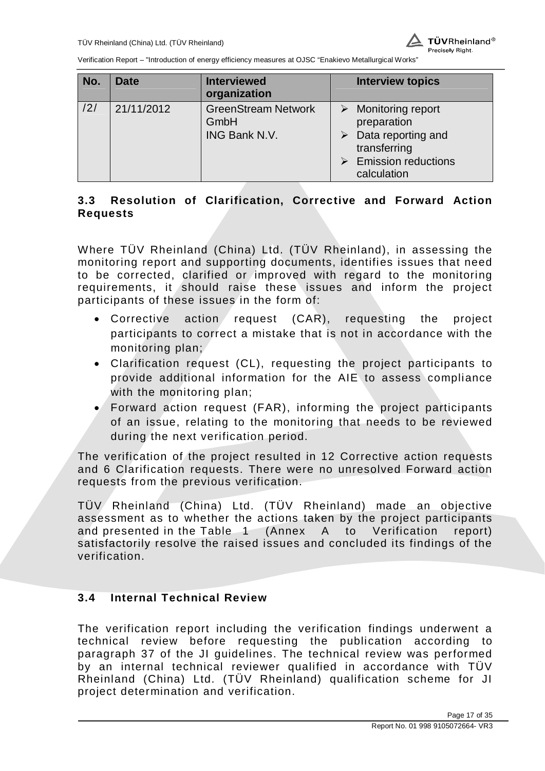| No. | Date | Interviewed organization | Interview topics |
|---|---|---|---|
| /2/ | 21/11/2012 | GreenStream Network GmbH<br>ING Bank N.V. | ➢ Monitoring report preparation<br>➢ Data reporting and transferring<br>➢ Emission reductions calculation |

### 3.3 Resolution of Clarification, Corrective and Forward Action Requests

Where TÜV Rheinland (China) Ltd. (TÜV Rheinland), in assessing the monitoring report and supporting documents, identifies issues that need to be corrected, clarified or improved with regard to the monitoring requirements, it should raise these issues and inform the project participants of these issues in the form of:

- Corrective action request (CAR), requesting the project participants to correct a mistake that is not in accordance with the monitoring plan;
- Clarification request (CL), requesting the project participants to provide additional information for the AIE to assess compliance with the monitoring plan;
- Forward action request (FAR), informing the project participants of an issue, relating to the monitoring that needs to be reviewed during the next verification period.

The verification of the project resulted in 12 Corrective action requests and 6 Clarification requests. There were no unresolved Forward action requests from the previous verification.

TÜV Rheinland (China) Ltd. (TÜV Rheinland) made an objective assessment as to whether the actions taken by the project participants and presented in the Table 1 (Annex A to Verification report) satisfactorily resolve the raised issues and concluded its findings of the verification.

### 3.4 Internal Technical Review

The verification report including the verification findings underwent a technical review before requesting the publication according to paragraph 37 of the JI guidelines. The technical review was performed by an internal technical reviewer qualified in accordance with TÜV Rheinland (China) Ltd. (TÜV Rheinland) qualification scheme for JI project determination and verification.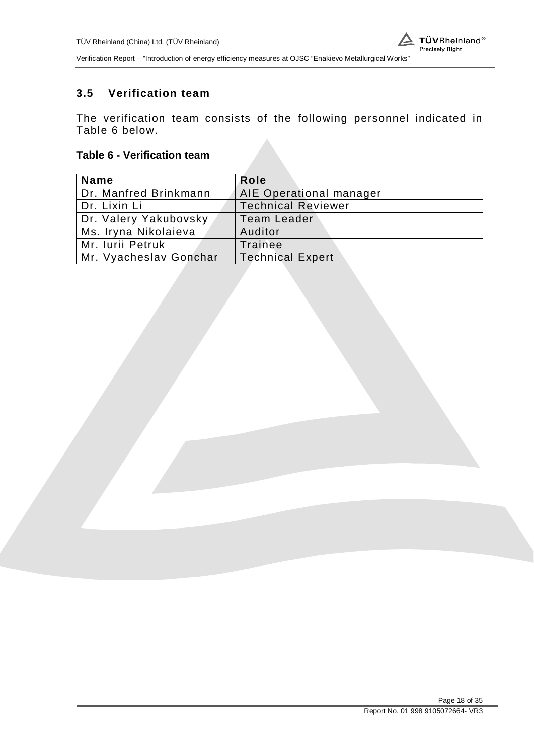### 3.5 Verification team

The verification team consists of the following personnel indicated in Table 6 below.

**Table 6 - Verification team**

| Name | Role |
|---|---|
| Dr. Manfred Brinkmann | AIE Operational manager |
| Dr. Lixin Li | Technical Reviewer |
| Dr. Valery Yakubovsky | Team Leader |
| Ms. Iryna Nikolaieva | Auditor |
| Mr. Iurii Petruk | Trainee |
| Mr. Vyacheslav Gonchar | Technical Expert |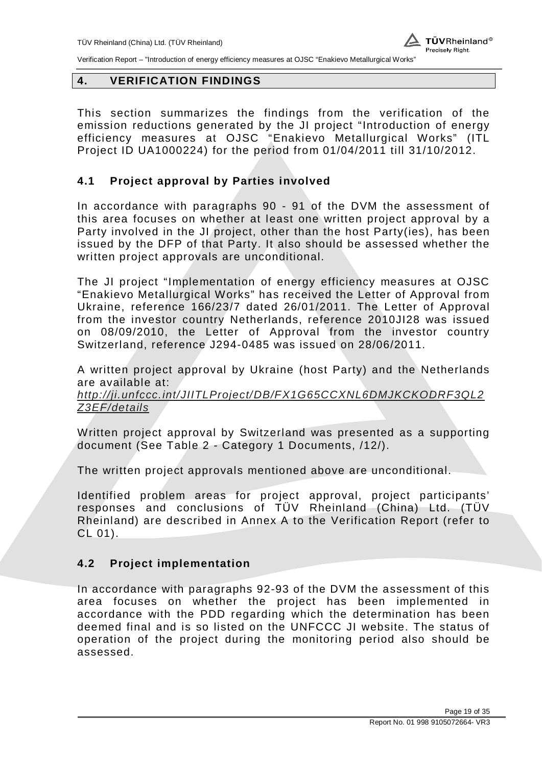## 4. VERIFICATION FINDINGS

This section summarizes the findings from the verification of the emission reductions generated by the JI project "Introduction of energy efficiency measures at OJSC "Enakievo Metallurgical Works" (ITL Project ID UA1000224) for the period from 01/04/2011 till 31/10/2012.

### 4.1 Project approval by Parties involved

In accordance with paragraphs 90 - 91 of the DVM the assessment of this area focuses on whether at least one written project approval by a Party involved in the JI project, other than the host Party(ies), has been issued by the DFP of that Party. It also should be assessed whether the written project approvals are unconditional.

The JI project "Implementation of energy efficiency measures at OJSC "Enakievo Metallurgical Works" has received the Letter of Approval from Ukraine, reference 166/23/7 dated 26/01/2011. The Letter of Approval from the investor country Netherlands, reference 2010JI28 was issued on 08/09/2010, the Letter of Approval from the investor country Switzerland, reference J294-0485 was issued on 28/06/2011.

A written project approval by Ukraine (host Party) and the Netherlands are available at:
*http://ji.unfccc.int/JIITLProject/DB/FX1G65CCXNL6DMJKCKODRF3QL2Z3EF/details*

Written project approval by Switzerland was presented as a supporting document (See Table 2 - Category 1 Documents, /12/).

The written project approvals mentioned above are unconditional.

Identified problem areas for project approval, project participants' responses and conclusions of TÜV Rheinland (China) Ltd. (TÜV Rheinland) are described in Annex A to the Verification Report (refer to CL 01).

### 4.2 Project implementation

In accordance with paragraphs 92-93 of the DVM the assessment of this area focuses on whether the project has been implemented in accordance with the PDD regarding which the determination has been deemed final and is so listed on the UNFCCC JI website. The status of operation of the project during the monitoring period also should be assessed.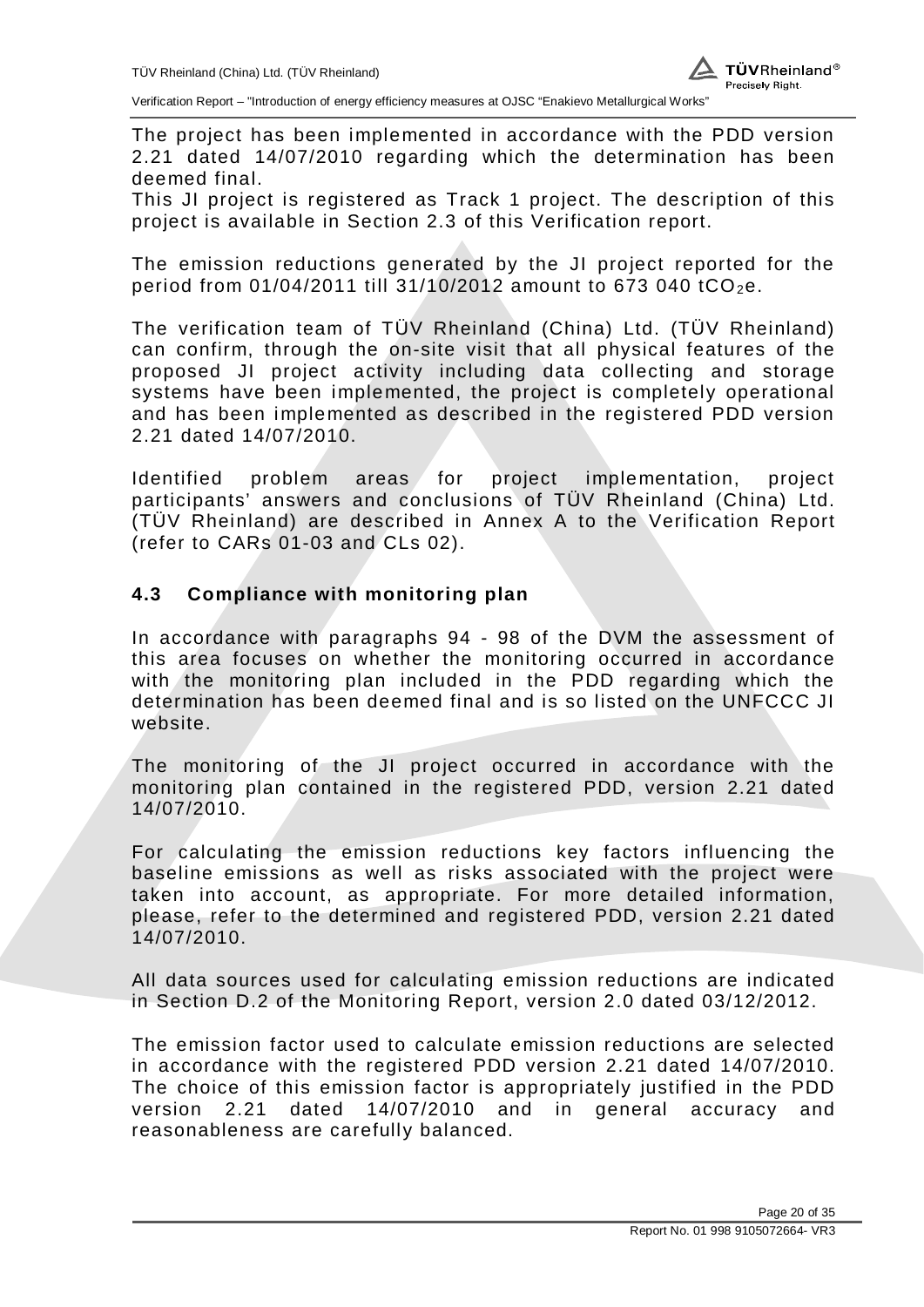The project has been implemented in accordance with the PDD version 2.21 dated 14/07/2010 regarding which the determination has been deemed final.

This JI project is registered as Track 1 project. The description of this project is available in Section 2.3 of this Verification report.

The emission reductions generated by the JI project reported for the period from 01/04/2011 till 31/10/2012 amount to 673 040 $tCO_2e$.

The verification team of TÜV Rheinland (China) Ltd. (TÜV Rheinland) can confirm, through the on-site visit that all physical features of the proposed JI project activity including data collecting and storage systems have been implemented, the project is completely operational and has been implemented as described in the registered PDD version 2.21 dated 14/07/2010.

Identified problem areas for project implementation, project participants' answers and conclusions of TÜV Rheinland (China) Ltd. (TÜV Rheinland) are described in Annex A to the Verification Report (refer to CARs 01-03 and CLs 02).

### 4.3 Compliance with monitoring plan

In accordance with paragraphs 94 - 98 of the DVM the assessment of this area focuses on whether the monitoring occurred in accordance with the monitoring plan included in the PDD regarding which the determination has been deemed final and is so listed on the UNFCCC JI website.

The monitoring of the JI project occurred in accordance with the monitoring plan contained in the registered PDD, version 2.21 dated 14/07/2010.

For calculating the emission reductions key factors influencing the baseline emissions as well as risks associated with the project were taken into account, as appropriate. For more detailed information, please, refer to the determined and registered PDD, version 2.21 dated 14/07/2010.

All data sources used for calculating emission reductions are indicated in Section D.2 of the Monitoring Report, version 2.0 dated 03/12/2012.

The emission factor used to calculate emission reductions are selected in accordance with the registered PDD version 2.21 dated 14/07/2010. The choice of this emission factor is appropriately justified in the PDD version 2.21 dated 14/07/2010 and in general accuracy and reasonableness are carefully balanced.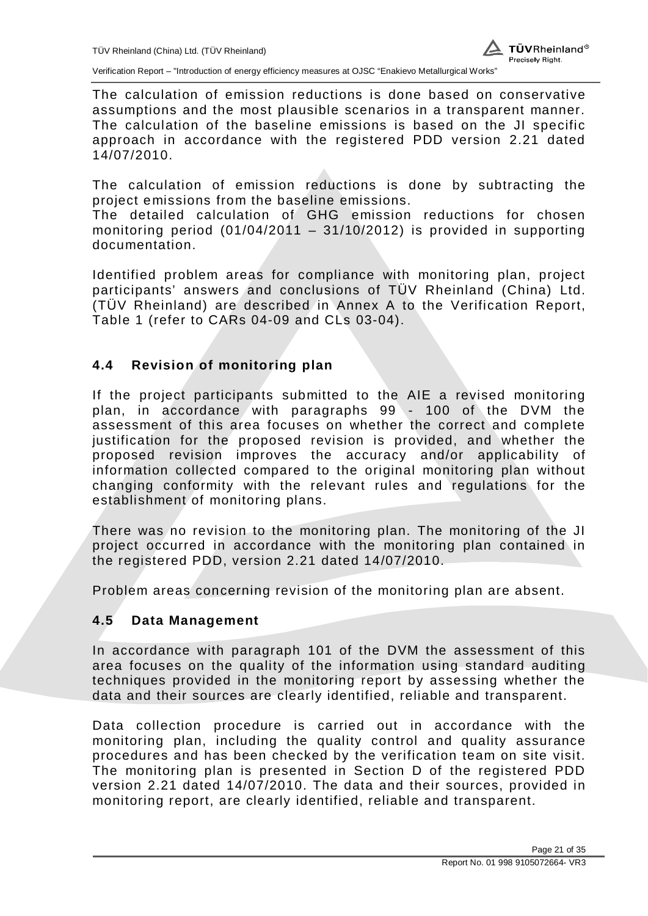The calculation of emission reductions is done based on conservative assumptions and the most plausible scenarios in a transparent manner. The calculation of the baseline emissions is based on the JI specific approach in accordance with the registered PDD version 2.21 dated 14/07/2010.

The calculation of emission reductions is done by subtracting the project emissions from the baseline emissions.
The detailed calculation of GHG emission reductions for chosen monitoring period (01/04/2011 – 31/10/2012) is provided in supporting documentation.

Identified problem areas for compliance with monitoring plan, project participants' answers and conclusions of TÜV Rheinland (China) Ltd. (TÜV Rheinland) are described in Annex A to the Verification Report, Table 1 (refer to CARs 04-09 and CLs 03-04).

### 4.4 Revision of monitoring plan

If the project participants submitted to the AIE a revised monitoring plan, in accordance with paragraphs 99 - 100 of the DVM the assessment of this area focuses on whether the correct and complete justification for the proposed revision is provided, and whether the proposed revision improves the accuracy and/or applicability of information collected compared to the original monitoring plan without changing conformity with the relevant rules and regulations for the establishment of monitoring plans.

There was no revision to the monitoring plan. The monitoring of the JI project occurred in accordance with the monitoring plan contained in the registered PDD, version 2.21 dated 14/07/2010.

Problem areas concerning revision of the monitoring plan are absent.

### 4.5 Data Management

In accordance with paragraph 101 of the DVM the assessment of this area focuses on the quality of the information using standard auditing techniques provided in the monitoring report by assessing whether the data and their sources are clearly identified, reliable and transparent.

Data collection procedure is carried out in accordance with the monitoring plan, including the quality control and quality assurance procedures and has been checked by the verification team on site visit. The monitoring plan is presented in Section D of the registered PDD version 2.21 dated 14/07/2010. The data and their sources, provided in monitoring report, are clearly identified, reliable and transparent.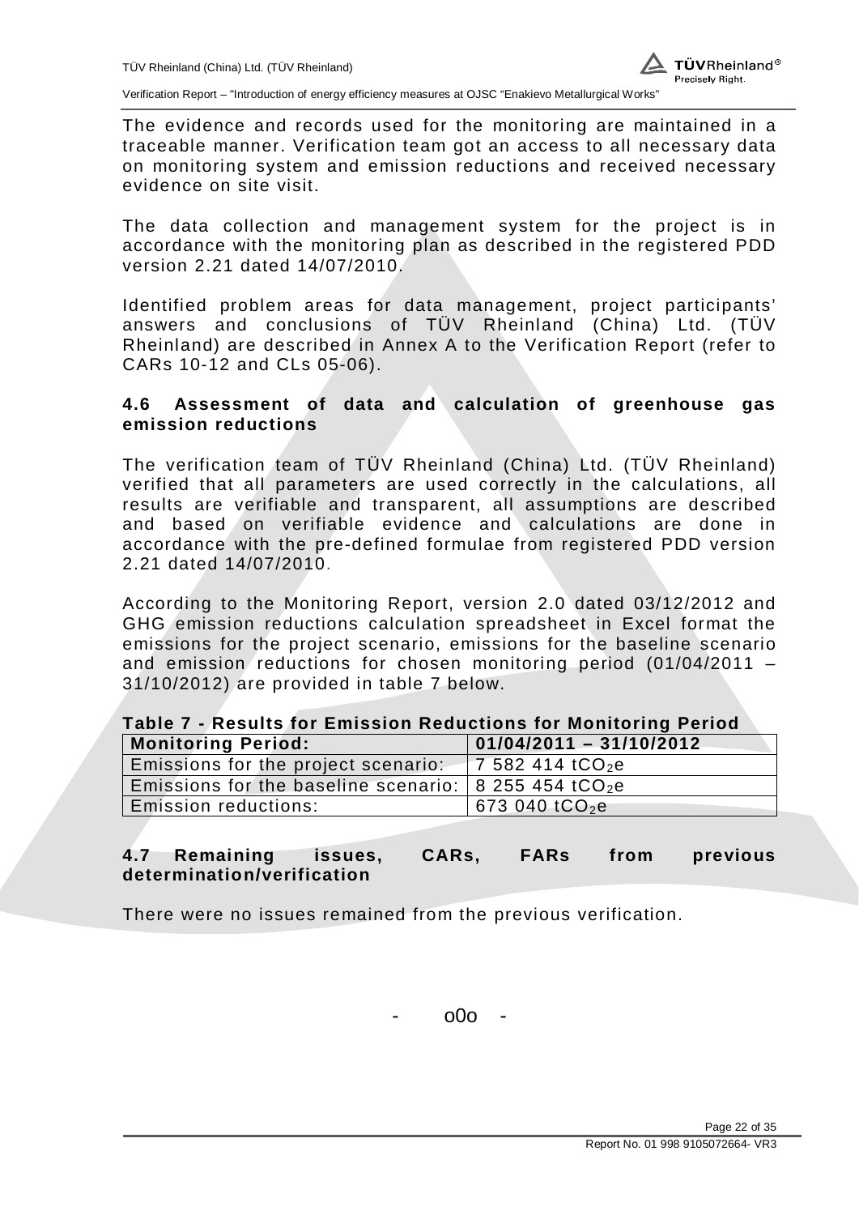The evidence and records used for the monitoring are maintained in a traceable manner. Verification team got an access to all necessary data on monitoring system and emission reductions and received necessary evidence on site visit.

The data collection and management system for the project is in accordance with the monitoring plan as described in the registered PDD version 2.21 dated 14/07/2010.

Identified problem areas for data management, project participants' answers and conclusions of TÜV Rheinland (China) Ltd. (TÜV Rheinland) are described in Annex A to the Verification Report (refer to CARs 10-12 and CLs 05-06).

### 4.6 Assessment of data and calculation of greenhouse gas emission reductions

The verification team of TÜV Rheinland (China) Ltd. (TÜV Rheinland) verified that all parameters are used correctly in the calculations, all results are verifiable and transparent, all assumptions are described and based on verifiable evidence and calculations are done in accordance with the pre-defined formulae from registered PDD version 2.21 dated 14/07/2010.

According to the Monitoring Report, version 2.0 dated 03/12/2012 and GHG emission reductions calculation spreadsheet in Excel format the emissions for the project scenario, emissions for the baseline scenario and emission reductions for chosen monitoring period (01/04/2011 – 31/10/2012) are provided in table 7 below.

**Table 7 - Results for Emission Reductions for Monitoring Period**

| Monitoring Period: | 01/04/2011 – 31/10/2012 |
|---|---|
| Emissions for the project scenario: | 7 582 414 $tCO_2e$ |
| Emissions for the baseline scenario: | 8 255 454 $tCO_2e$ |
| Emission reductions: | 673 040 $tCO_2e$ |

### 4.7 Remaining issues, CARs, FARs from previous determination/verification

There were no issues remained from the previous verification.

- o0o -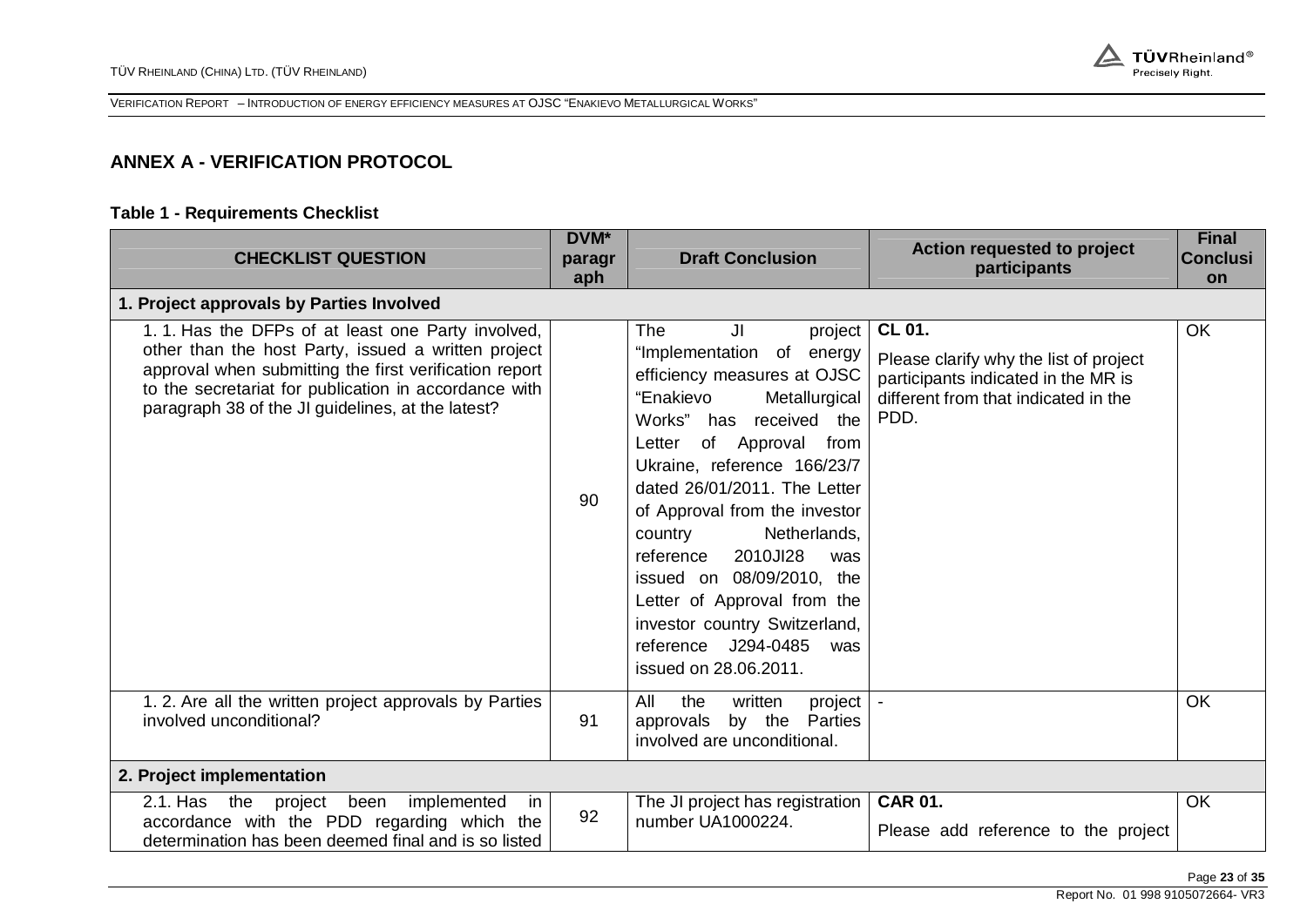## ANNEX A - VERIFICATION PROTOCOL

**Table 1 - Requirements Checklist**

| CHECKLIST QUESTION | DVM* paragraph | Draft Conclusion | Action requested to project participants | Final Conclusion |
|---|---|---|---|---|
| **1. Project approvals by Parties Involved** | | | | |
| 1. 1. Has the DFPs of at least one Party involved, other than the host Party, issued a written project approval when submitting the first verification report to the secretariat for publication in accordance with paragraph 38 of the JI guidelines, at the latest? | 90 | The JI project "Implementation of energy efficiency measures at OJSC "Enakievo Metallurgical Works" has received the Letter of Approval from Ukraine, reference 166/23/7 dated 26/01/2011. The Letter of Approval from the investor country Netherlands, reference 2010JI28 was issued on 08/09/2010, the Letter of Approval from the investor country Switzerland, reference J294-0485 was issued on 28.06.2011. | **CL 01.** Please clarify why the list of project participants indicated in the MR is different from that indicated in the PDD. | OK |
| 1. 2. Are all the written project approvals by Parties involved unconditional? | 91 | All the written project approvals by the Parties involved are unconditional. | - | OK |
| **2. Project implementation** | | | | |
| 2.1. Has the project been implemented in accordance with the PDD regarding which the determination has been deemed final and is so listed | 92 | The JI project has registration number UA1000224. | **CAR 01.** Please add reference to the project | OK |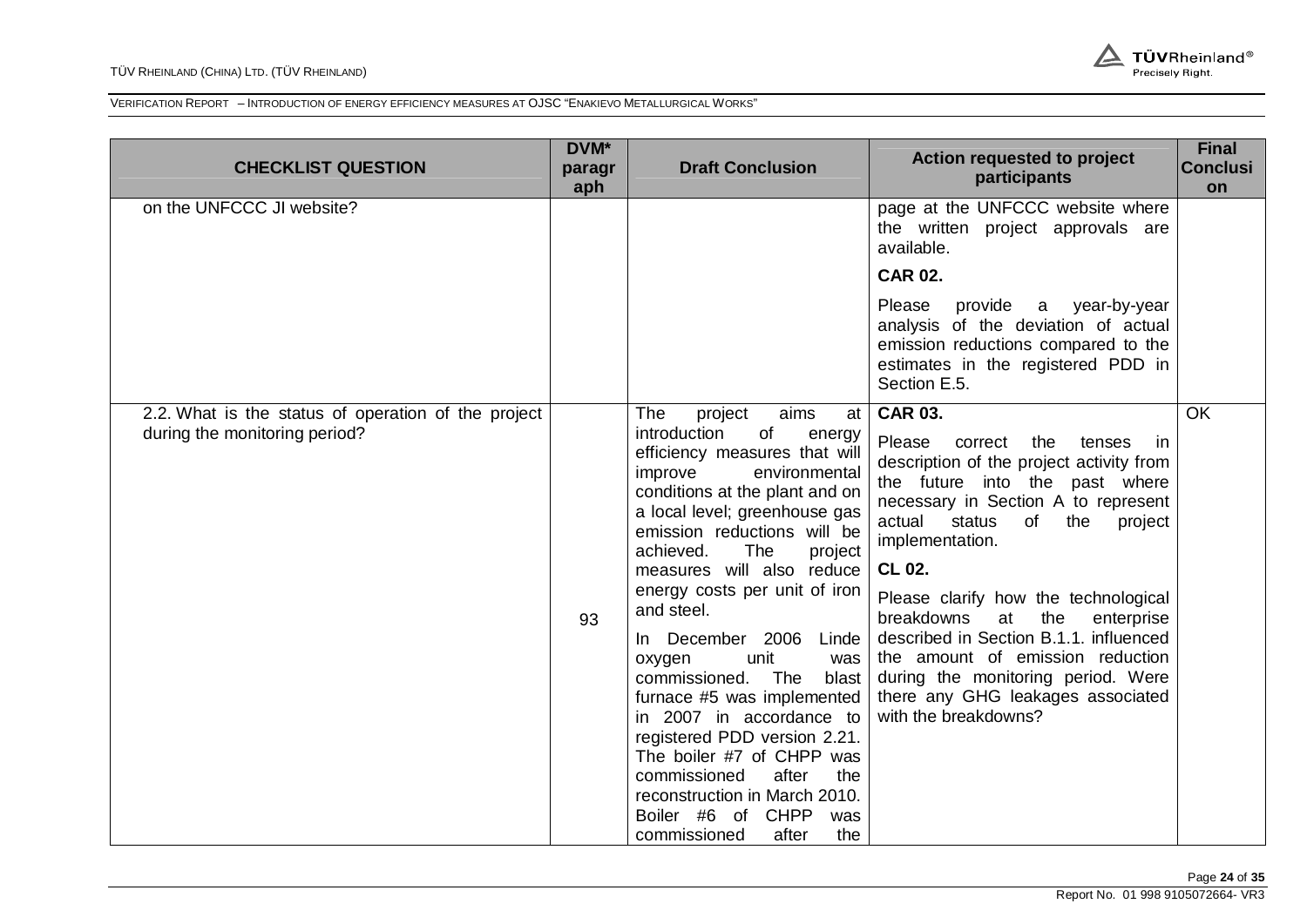| CHECKLIST QUESTION | DVM* paragraph | Draft Conclusion | Action requested to project participants | Final Conclusion |
|---|---|---|---|---|
| on the UNFCCC JI website? | | | page at the UNFCCC website where the written project approvals are available.<br><br>**CAR 02.**<br><br>Please provide a year-by-year analysis of the deviation of actual emission reductions compared to the estimates in the registered PDD in Section E.5. | |
| 2.2. What is the status of operation of the project during the monitoring period? | 93 | The project aims at introduction of energy efficiency measures that will improve environmental conditions at the plant and on a local level; greenhouse gas emission reductions will be achieved. The project measures will also reduce energy costs per unit of iron and steel.<br><br>In December 2006 Linde oxygen unit was commissioned. The blast furnace #5 was implemented in 2007 in accordance to registered PDD version 2.21. The boiler #7 of CHPP was commissioned after the reconstruction in March 2010. Boiler #6 of CHPP was commissioned after the | **CAR 03.**<br><br>Please correct the tenses in description of the project activity from the future into the past where necessary in Section A to represent actual status of the project implementation.<br><br>**CL 02.**<br><br>Please clarify how the technological breakdowns at the enterprise described in Section B.1.1. influenced the amount of emission reduction during the monitoring period. Were there any GHG leakages associated with the breakdowns? | OK |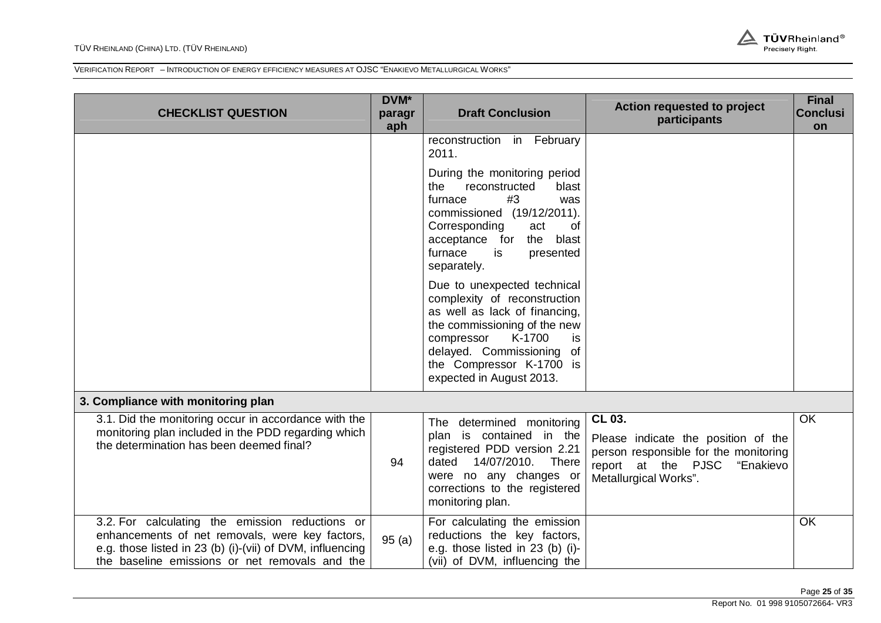| CHECKLIST QUESTION | DVM* paragraph | Draft Conclusion | Action requested to project participants | Final Conclusion |
|---|---|---|---|---|
| | | reconstruction in February 2011.<br><br>During the monitoring period the reconstructed blast furnace #3 was commissioned (19/12/2011). Corresponding act of acceptance for the blast furnace is presented separately.<br><br>Due to unexpected technical complexity of reconstruction as well as lack of financing, the commissioning of the new compressor K-1700 is delayed. Commissioning of the Compressor K-1700 is expected in August 2013. | | |
| **3. Compliance with monitoring plan** | | | | |
| 3.1. Did the monitoring occur in accordance with the monitoring plan included in the PDD regarding which the determination has been deemed final? | 94 | The determined monitoring plan is contained in the registered PDD version 2.21 dated 14/07/2010. There were no any changes or corrections to the registered monitoring plan. | **CL 03.**<br><br>Please indicate the position of the person responsible for the monitoring report at the PJSC "Enakievo Metallurgical Works". | OK |
| 3.2. For calculating the emission reductions or enhancements of net removals, were key factors, e.g. those listed in 23 (b) (i)-(vii) of DVM, influencing the baseline emissions or net removals and the | 95 (a) | For calculating the emission reductions the key factors, e.g. those listed in 23 (b) (i)-(vii) of DVM, influencing the | | OK |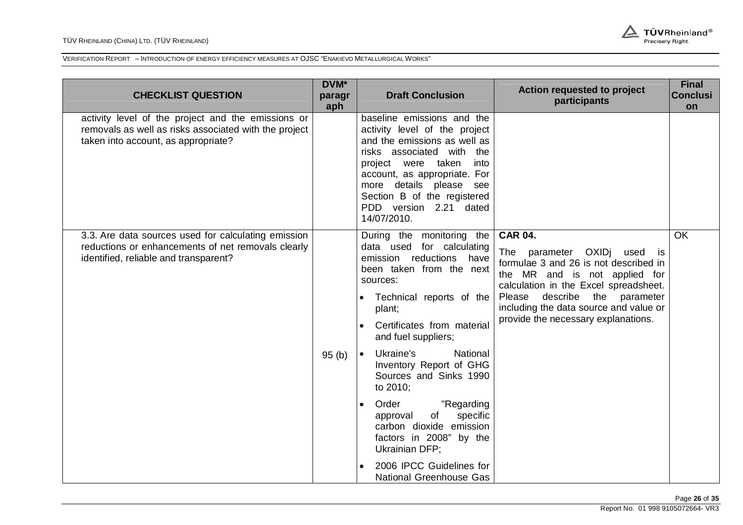| CHECKLIST QUESTION | DVM* paragraph | Draft Conclusion | Action requested to project participants | Final Conclusion |
|---|---|---|---|---|
| activity level of the project and the emissions or removals as well as risks associated with the project taken into account, as appropriate? | | baseline emissions and the activity level of the project and the emissions as well as risks associated with the project were taken into account, as appropriate. For more details please see Section B of the registered PDD version 2.21 dated 14/07/2010. | | |
| 3.3. Are data sources used for calculating emission reductions or enhancements of net removals clearly identified, reliable and transparent? | 95 (b) | During the monitoring the data used for calculating emission reductions have been taken from the next sources:<br>• Technical reports of the plant;<br>• Certificates from material and fuel suppliers;<br>• Ukraine's National Inventory Report of GHG Sources and Sinks 1990 to 2010;<br>• Order "Regarding approval of specific carbon dioxide emission factors in 2008" by the Ukrainian DFP;<br>• 2006 IPCC Guidelines for National Greenhouse Gas | **CAR 04.**<br>The parameter OXIDj used is formulae 3 and 26 is not described in the MR and is not applied for calculation in the Excel spreadsheet. Please describe the parameter including the data source and value or provide the necessary explanations. | OK |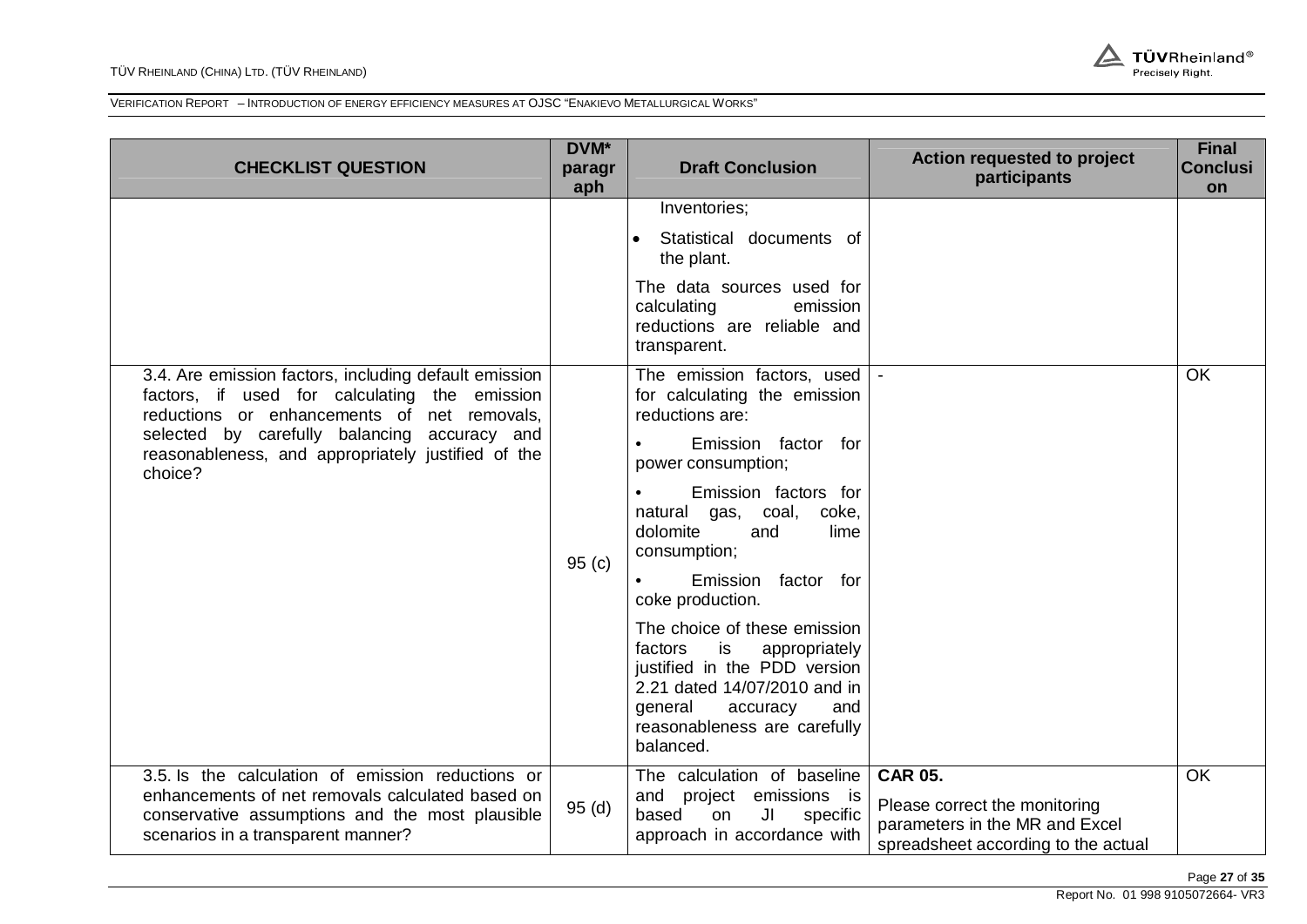| CHECKLIST QUESTION | DVM* paragraph | Draft Conclusion | Action requested to project participants | Final Conclusion |
|---|---|---|---|---|
| | | Inventories;<br>• Statistical documents of the plant.<br>The data sources used for calculating emission reductions are reliable and transparent. | | |
| 3.4. Are emission factors, including default emission factors, if used for calculating the emission reductions or enhancements of net removals, selected by carefully balancing accuracy and reasonableness, and appropriately justified of the choice? | 95 (c) | The emission factors, used for calculating the emission reductions are:<br>• Emission factor for power consumption;<br>• Emission factors for natural gas, coal, coke, dolomite and lime consumption;<br>• Emission factor for coke production.<br>The choice of these emission factors is appropriately justified in the PDD version 2.21 dated 14/07/2010 and in general accuracy and reasonableness are carefully balanced. | - | OK |
| 3.5. Is the calculation of emission reductions or enhancements of net removals calculated based on conservative assumptions and the most plausible scenarios in a transparent manner? | 95 (d) | The calculation of baseline and project emissions is based on JI specific approach in accordance with | **CAR 05.**<br>Please correct the monitoring parameters in the MR and Excel spreadsheet according to the actual | OK |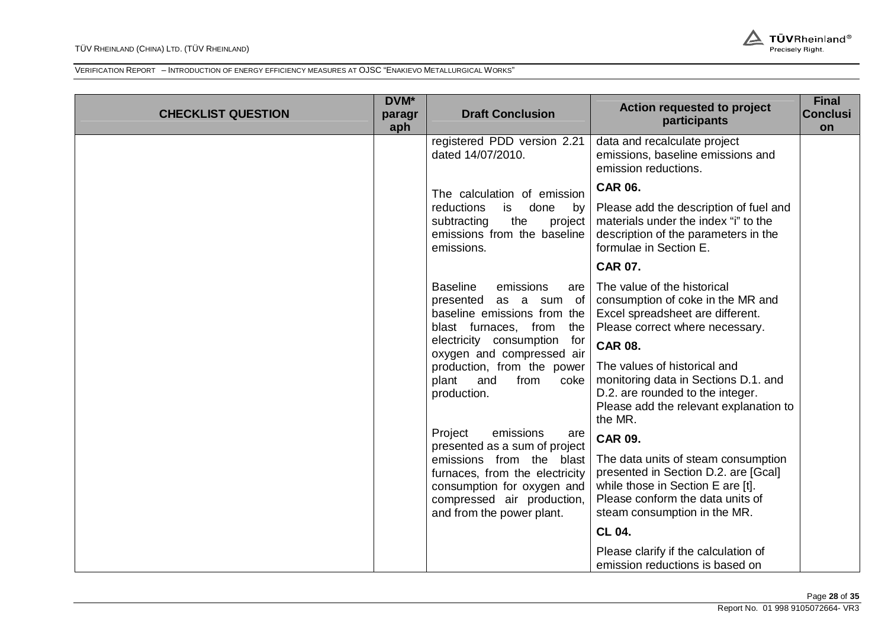| CHECKLIST QUESTION | DVM* paragraph | Draft Conclusion | Action requested to project participants | Final Conclusion |
|---|---|---|---|---|
| | | registered PDD version 2.21 dated 14/07/2010.<br><br>The calculation of emission reductions is done by subtracting the project emissions from the baseline emissions.<br><br>Baseline emissions are presented as a sum of baseline emissions from the blast furnaces, from the electricity consumption for oxygen and compressed air production, from the power plant and from coke production.<br><br>Project emissions are presented as a sum of project emissions from the blast furnaces, from the electricity consumption for oxygen and compressed air production, and from the power plant. | data and recalculate project emissions, baseline emissions and emission reductions.<br><br>**CAR 06.**<br><br>Please add the description of fuel and materials under the index "i" to the description of the parameters in the formulae in Section E.<br><br>**CAR 07.**<br><br>The value of the historical consumption of coke in the MR and Excel spreadsheet are different. Please correct where necessary.<br><br>**CAR 08.**<br><br>The values of historical and monitoring data in Sections D.1. and D.2. are rounded to the integer. Please add the relevant explanation to the MR.<br><br>**CAR 09.**<br><br>The data units of steam consumption presented in Section D.2. are [Gcal] while those in Section E are [t]. Please conform the data units of steam consumption in the MR.<br><br>**CL 04.**<br><br>Please clarify if the calculation of emission reductions is based on | |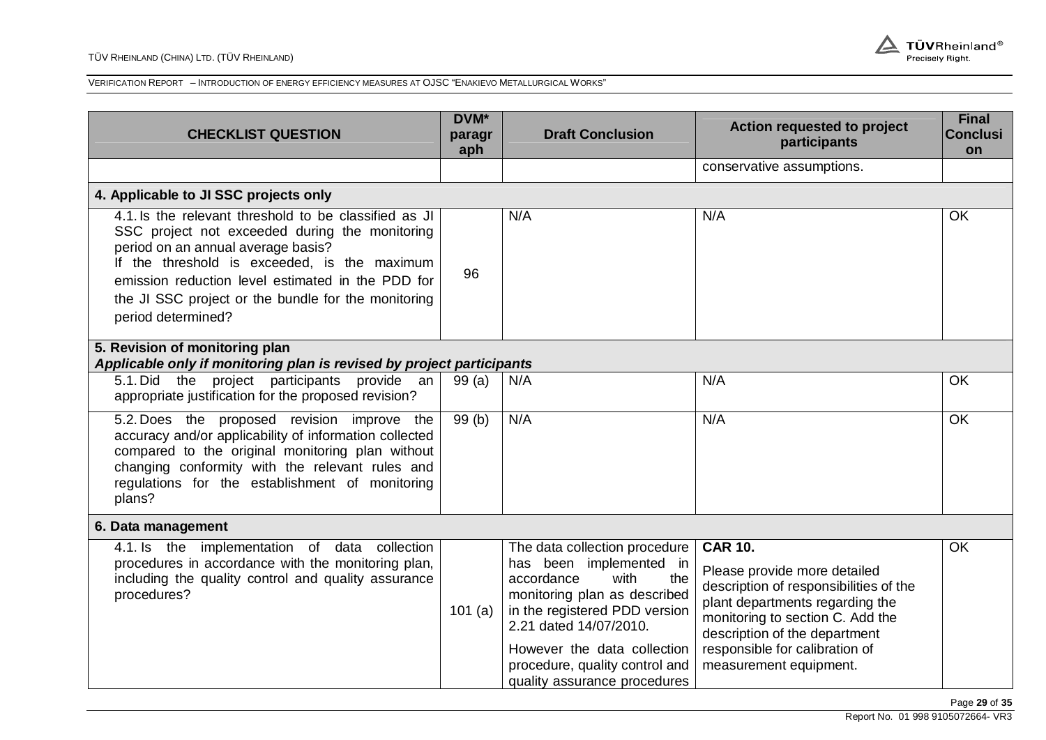| CHECKLIST QUESTION | DVM* paragraph | Draft Conclusion | Action requested to project participants | Final Conclusion |
|---|---|---|---|---|
| | | | conservative assumptions. | |
| **4. Applicable to JI SSC projects only** | | | | |
| 4.1. Is the relevant threshold to be classified as JI SSC project not exceeded during the monitoring period on an annual average basis? If the threshold is exceeded, is the maximum emission reduction level estimated in the PDD for the JI SSC project or the bundle for the monitoring period determined? | 96 | N/A | N/A | OK |
| **5. Revision of monitoring plan** *Applicable only if monitoring plan is revised by project participants* | | | | |
| 5.1. Did the project participants provide an appropriate justification for the proposed revision? | 99 (a) | N/A | N/A | OK |
| 5.2. Does the proposed revision improve the accuracy and/or applicability of information collected compared to the original monitoring plan without changing conformity with the relevant rules and regulations for the establishment of monitoring plans? | 99 (b) | N/A | N/A | OK |
| **6. Data management** | | | | |
| 4.1. Is the implementation of data collection procedures in accordance with the monitoring plan, including the quality control and quality assurance procedures? | 101 (a) | The data collection procedure has been implemented in accordance with the monitoring plan as described in the registered PDD version 2.21 dated 14/07/2010. However the data collection procedure, quality control and quality assurance procedures | **CAR 10.** Please provide more detailed description of responsibilities of the plant departments regarding the monitoring to section C. Add the description of the department responsible for calibration of measurement equipment. | OK |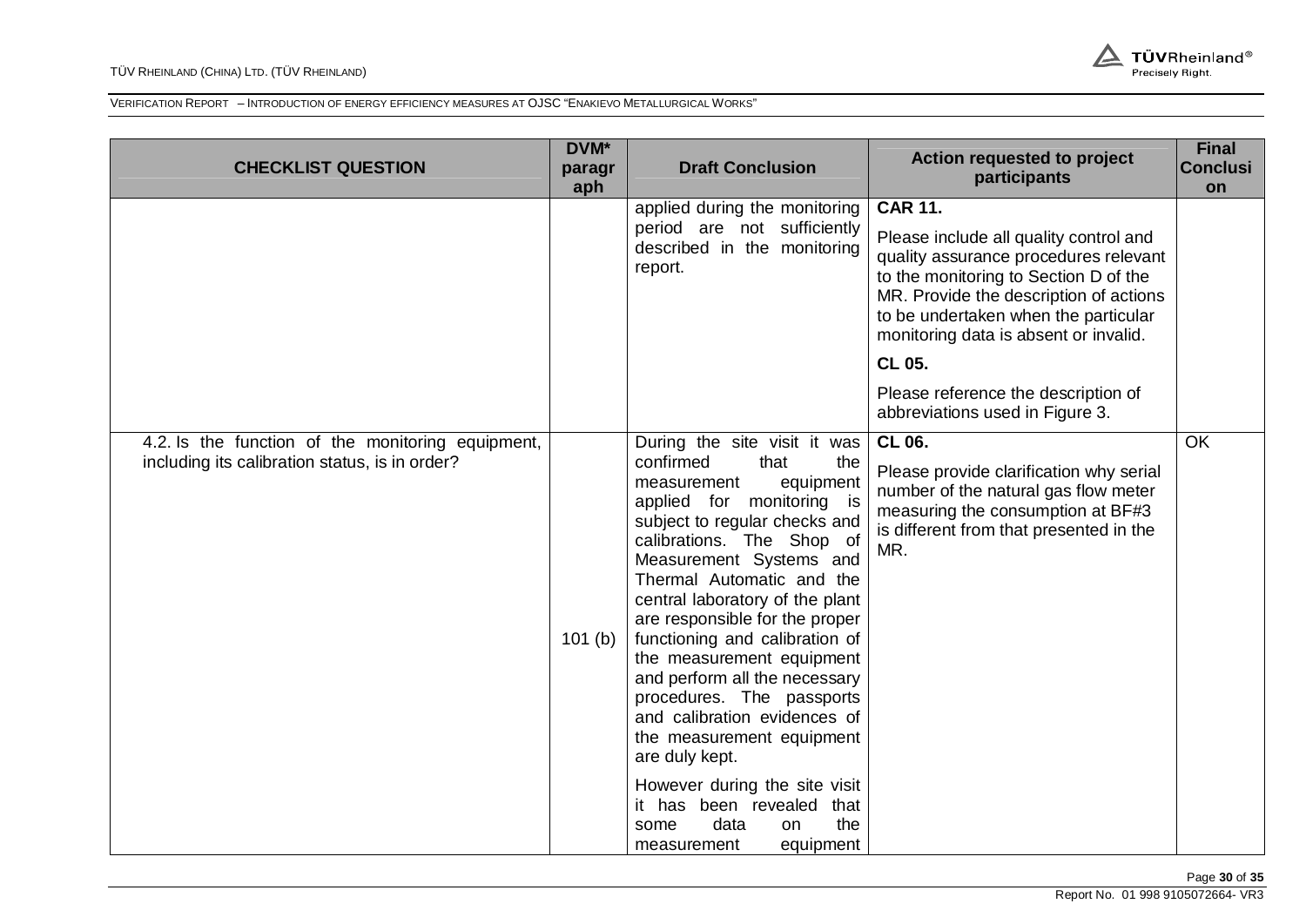| CHECKLIST QUESTION | DVM* paragraph | Draft Conclusion | Action requested to project participants | Final Conclusion |
|---|---|---|---|---|
| | | applied during the monitoring period are not sufficiently described in the monitoring report. | **CAR 11.** Please include all quality control and quality assurance procedures relevant to the monitoring to Section D of the MR. Provide the description of actions to be undertaken when the particular monitoring data is absent or invalid. **CL 05.** Please reference the description of abbreviations used in Figure 3. | |
| 4.2. Is the function of the monitoring equipment, including its calibration status, is in order? | 101 (b) | During the site visit it was confirmed that the measurement equipment applied for monitoring is subject to regular checks and calibrations. The Shop of Measurement Systems and Thermal Automatic and the central laboratory of the plant are responsible for the proper functioning and calibration of the measurement equipment and perform all the necessary procedures. The passports and calibration evidences of the measurement equipment are duly kept. However during the site visit it has been revealed that some data on the measurement equipment | **CL 06.** Please provide clarification why serial number of the natural gas flow meter measuring the consumption at BF#3 is different from that presented in the MR. | OK |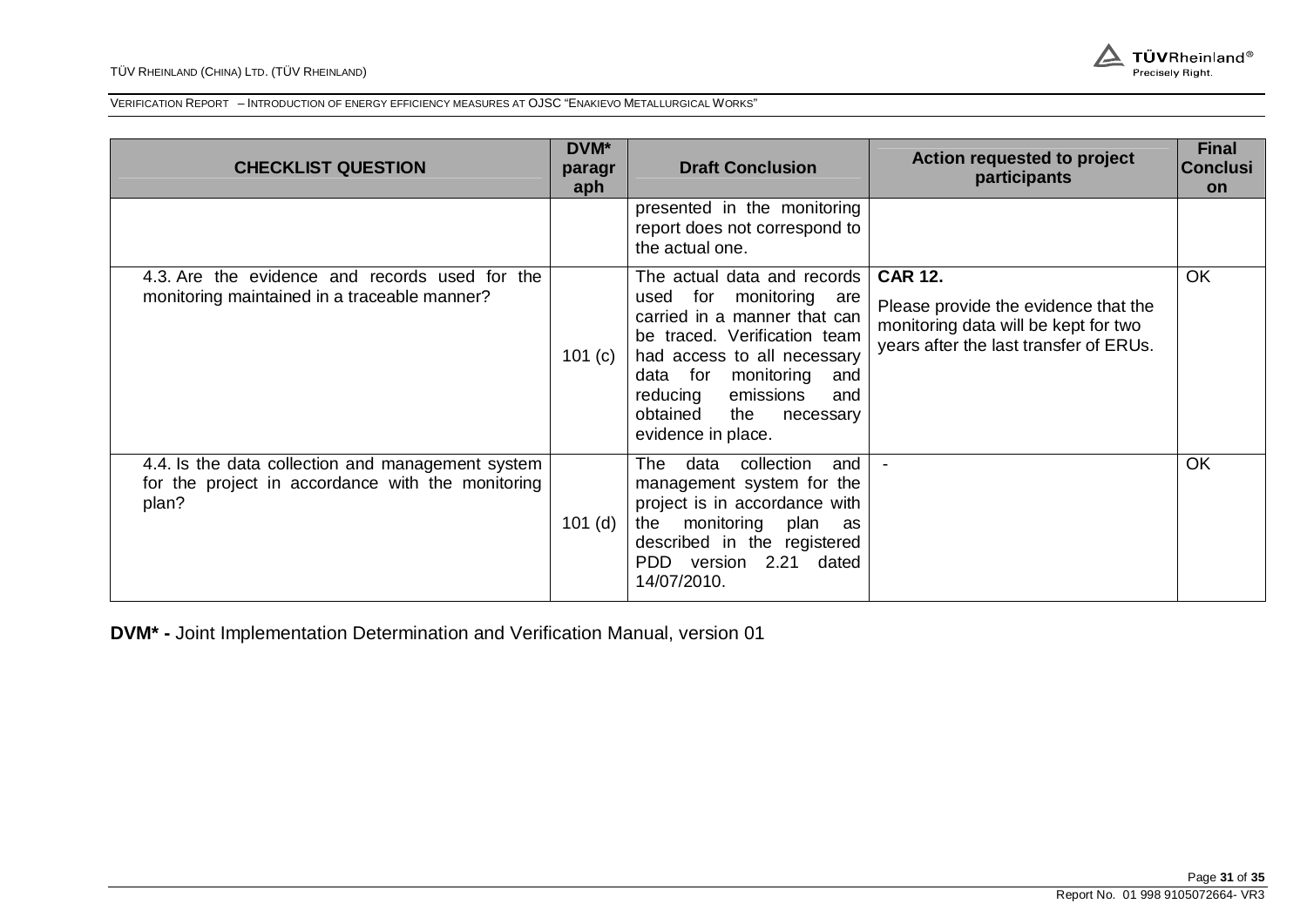| CHECKLIST QUESTION | DVM* paragraph | Draft Conclusion | Action requested to project participants | Final Conclusion |
|---|---|---|---|---|
| | | presented in the monitoring report does not correspond to the actual one. | | |
| 4.3. Are the evidence and records used for the monitoring maintained in a traceable manner? | 101 (c) | The actual data and records used for monitoring are carried in a manner that can be traced. Verification team had access to all necessary data for monitoring and reducing emissions and obtained the necessary evidence in place. | **CAR 12.** Please provide the evidence that the monitoring data will be kept for two years after the last transfer of ERUs. | OK |
| 4.4. Is the data collection and management system for the project in accordance with the monitoring plan? | 101 (d) | The data collection and management system for the project is in accordance with the monitoring plan as described in the registered PDD version 2.21 dated 14/07/2010. | - | OK |

**DVM* -** Joint Implementation Determination and Verification Manual, version 01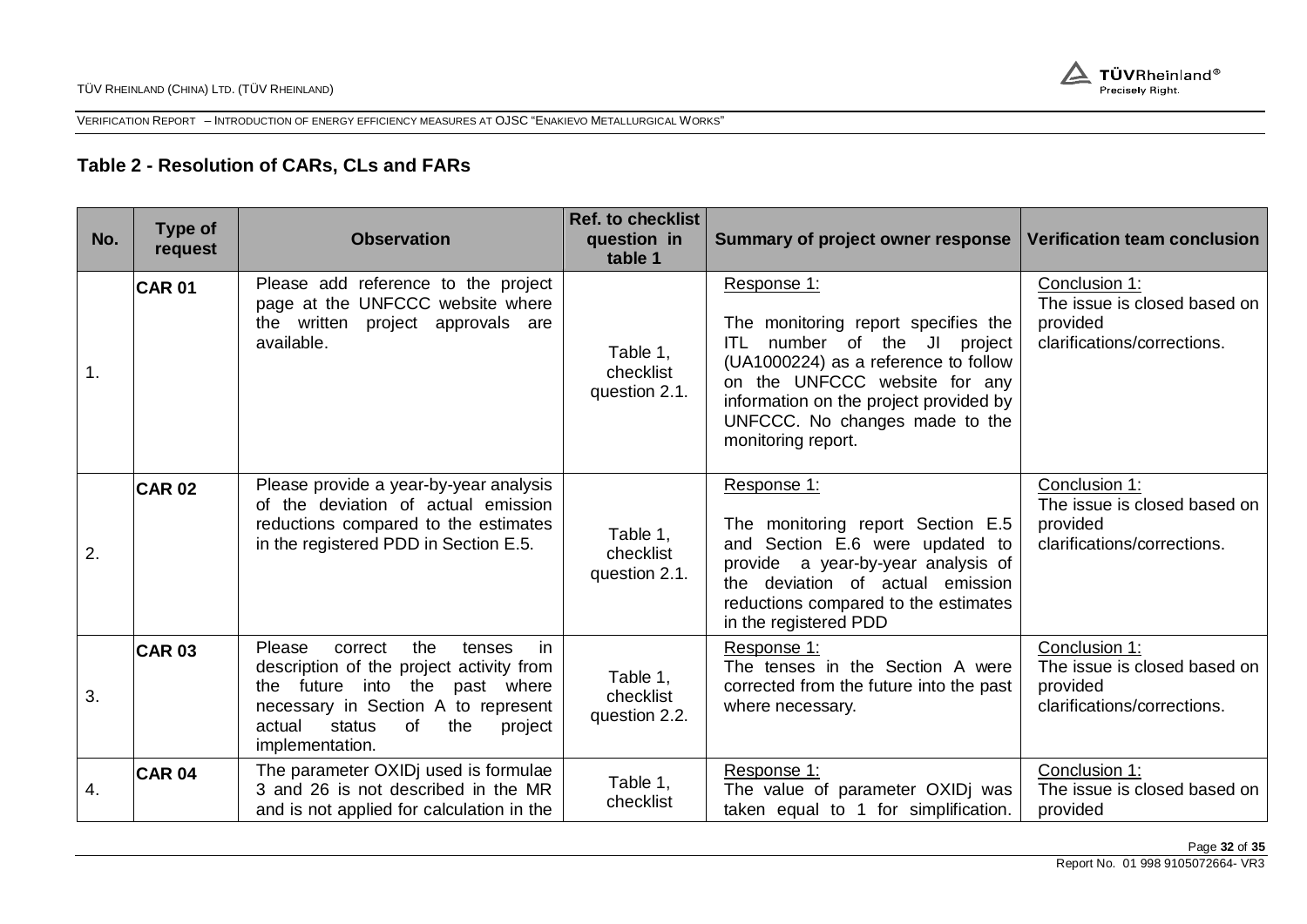### Table 2 - Resolution of CARs, CLs and FARs

| No. | Type of request | Observation | Ref. to checklist question in table 1 | Summary of project owner response | Verification team conclusion |
|---|---|---|---|---|---|
| 1. | **CAR 01** | Please add reference to the project page at the UNFCCC website where the written project approvals are available. | Table 1, checklist question 2.1. | Response 1:<br><br>The monitoring report specifies the ITL number of the JI project (UA1000224) as a reference to follow on the UNFCCC website for any information on the project provided by UNFCCC. No changes made to the monitoring report. | Conclusion 1:<br>The issue is closed based on provided clarifications/corrections. |
| 2. | **CAR 02** | Please provide a year-by-year analysis of the deviation of actual emission reductions compared to the estimates in the registered PDD in Section E.5. | Table 1, checklist question 2.1. | Response 1:<br><br>The monitoring report Section E.5 and Section E.6 were updated to provide a year-by-year analysis of the deviation of actual emission reductions compared to the estimates in the registered PDD | Conclusion 1:<br>The issue is closed based on provided clarifications/corrections. |
| 3. | **CAR 03** | Please correct the tenses in description of the project activity from the future into the past where necessary in Section A to represent actual status of the project implementation. | Table 1, checklist question 2.2. | Response 1:<br>The tenses in the Section A were corrected from the future into the past where necessary. | Conclusion 1:<br>The issue is closed based on provided clarifications/corrections. |
| 4. | **CAR 04** | The parameter OXIDj used is formulae 3 and 26 is not described in the MR and is not applied for calculation in the | Table 1, checklist | Response 1:<br>The value of parameter OXIDj was taken equal to 1 for simplification. | Conclusion 1:<br>The issue is closed based on provided |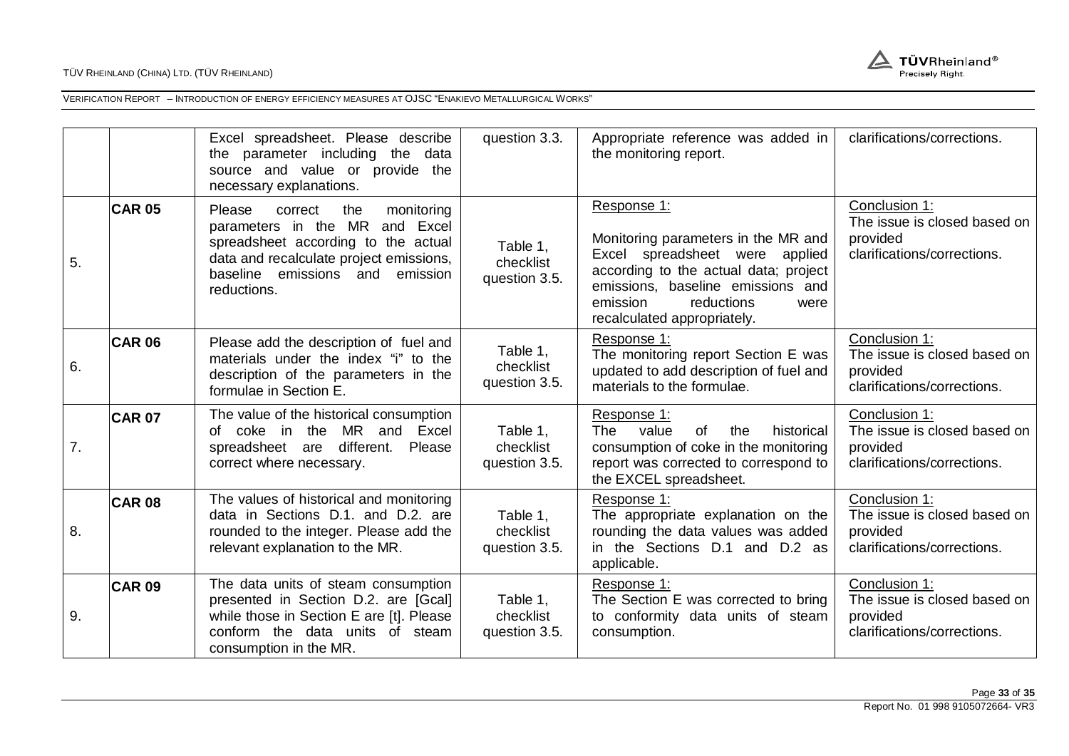|  |  | Excel spreadsheet. Please describe the parameter including the data source and value or provide the necessary explanations. | question 3.3. | Appropriate reference was added in the monitoring report. | clarifications/corrections. |
|---|---|---|---|---|---|
| 5. | **CAR 05** | Please correct the monitoring parameters in the MR and Excel spreadsheet according to the actual data and recalculate project emissions, baseline emissions and emission reductions. | Table 1, checklist question 3.5. | Response 1:<br><br>Monitoring parameters in the MR and Excel spreadsheet were applied according to the actual data; project emissions, baseline emissions and emission reductions were recalculated appropriately. | Conclusion 1:<br>The issue is closed based on provided clarifications/corrections. |
| 6. | **CAR 06** | Please add the description of fuel and materials under the index "i" to the description of the parameters in the formulae in Section E. | Table 1, checklist question 3.5. | Response 1:<br>The monitoring report Section E was updated to add description of fuel and materials to the formulae. | Conclusion 1:<br>The issue is closed based on provided clarifications/corrections. |
| 7. | **CAR 07** | The value of the historical consumption of coke in the MR and Excel spreadsheet are different. Please correct where necessary. | Table 1, checklist question 3.5. | Response 1:<br>The value of the historical consumption of coke in the monitoring report was corrected to correspond to the EXCEL spreadsheet. | Conclusion 1:<br>The issue is closed based on provided clarifications/corrections. |
| 8. | **CAR 08** | The values of historical and monitoring data in Sections D.1. and D.2. are rounded to the integer. Please add the relevant explanation to the MR. | Table 1, checklist question 3.5. | Response 1:<br>The appropriate explanation on the rounding the data values was added in the Sections D.1 and D.2 as applicable. | Conclusion 1:<br>The issue is closed based on provided clarifications/corrections. |
| 9. | **CAR 09** | The data units of steam consumption presented in Section D.2. are [Gcal] while those in Section E are [t]. Please conform the data units of steam consumption in the MR. | Table 1, checklist question 3.5. | Response 1:<br>The Section E was corrected to bring to conformity data units of steam consumption. | Conclusion 1:<br>The issue is closed based on provided clarifications/corrections. |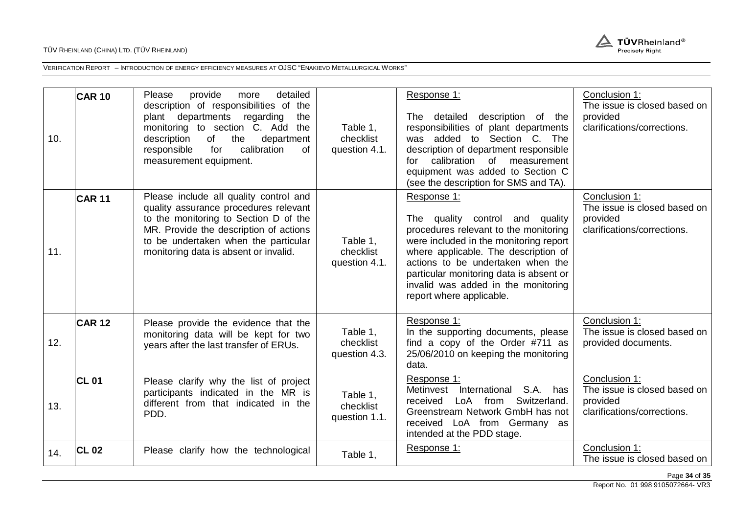| 10. | CAR 10 | Please provide more detailed description of responsibilities of the plant departments regarding the monitoring to section C. Add the description of the department responsible for calibration of measurement equipment. | Table 1, checklist question 4.1. | Response 1:<br><br>The detailed description of the responsibilities of plant departments was added to Section C. The description of department responsible for calibration of measurement equipment was added to Section C (see the description for SMS and TA). | Conclusion 1:<br>The issue is closed based on provided clarifications/corrections. |
|---|---|---|---|---|---|
| 11. | CAR 11 | Please include all quality control and quality assurance procedures relevant to the monitoring to Section D of the MR. Provide the description of actions to be undertaken when the particular monitoring data is absent or invalid. | Table 1, checklist question 4.1. | Response 1:<br><br>The quality control and quality procedures relevant to the monitoring were included in the monitoring report where applicable. The description of actions to be undertaken when the particular monitoring data is absent or invalid was added in the monitoring report where applicable. | Conclusion 1:<br>The issue is closed based on provided clarifications/corrections. |
| 12. | CAR 12 | Please provide the evidence that the monitoring data will be kept for two years after the last transfer of ERUs. | Table 1, checklist question 4.3. | Response 1:<br>In the supporting documents, please find a copy of the Order #711 as 25/06/2010 on keeping the monitoring data. | Conclusion 1:<br>The issue is closed based on provided documents. |
| 13. | CL 01 | Please clarify why the list of project participants indicated in the MR is different from that indicated in the PDD. | Table 1, checklist question 1.1. | Response 1:<br>Metinvest International S.A. has received LoA from Switzerland. Greenstream Network GmbH has not received LoA from Germany as intended at the PDD stage. | Conclusion 1:<br>The issue is closed based on provided clarifications/corrections. |
| 14. | CL 02 | Please clarify how the technological | Table 1, | Response 1: | Conclusion 1:<br>The issue is closed based on |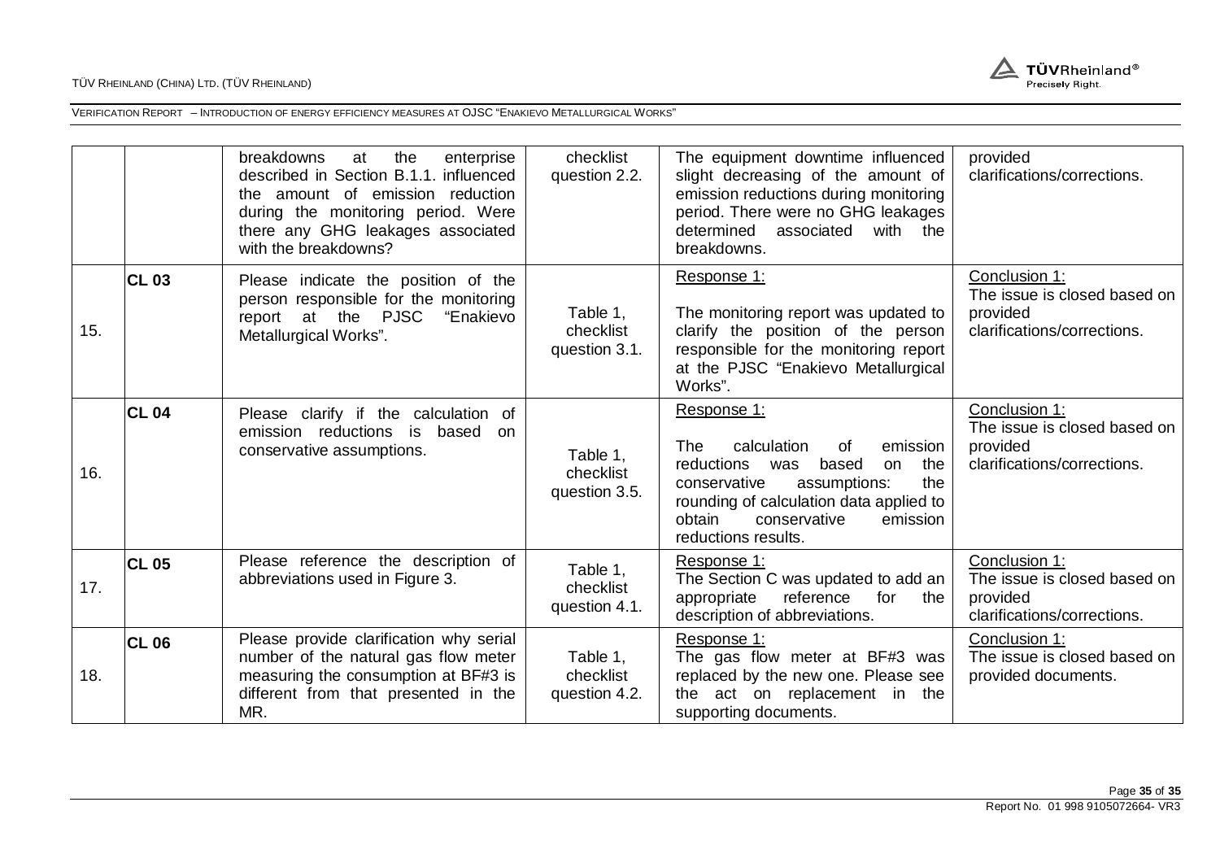| | | | | | |
|---|---|---|---|---|---|
| | | breakdowns at the enterprise described in Section B.1.1. influenced the amount of emission reduction during the monitoring period. Were there any GHG leakages associated with the breakdowns? | checklist question 2.2. | The equipment downtime influenced slight decreasing of the amount of emission reductions during monitoring period. There were no GHG leakages determined associated with the breakdowns. | provided clarifications/corrections. |
| 15. | **CL 03** | Please indicate the position of the person responsible for the monitoring report at the PJSC "Enakievo Metallurgical Works". | Table 1, checklist question 3.1. | Response 1:<br><br>The monitoring report was updated to clarify the position of the person responsible for the monitoring report at the PJSC "Enakievo Metallurgical Works". | Conclusion 1:<br>The issue is closed based on provided clarifications/corrections. |
| 16. | **CL 04** | Please clarify if the calculation of emission reductions is based on conservative assumptions. | Table 1, checklist question 3.5. | Response 1:<br><br>The calculation of emission reductions was based on the conservative assumptions: the rounding of calculation data applied to obtain conservative emission reductions results. | Conclusion 1:<br>The issue is closed based on provided clarifications/corrections. |
| 17. | **CL 05** | Please reference the description of abbreviations used in Figure 3. | Table 1, checklist question 4.1. | Response 1:<br>The Section C was updated to add an appropriate reference for the description of abbreviations. | Conclusion 1:<br>The issue is closed based on provided clarifications/corrections. |
| 18. | **CL 06** | Please provide clarification why serial number of the natural gas flow meter measuring the consumption at BF#3 is different from that presented in the MR. | Table 1, checklist question 4.2. | Response 1:<br>The gas flow meter at BF#3 was replaced by the new one. Please see the act on replacement in the supporting documents. | Conclusion 1:<br>The issue is closed based on provided documents. |